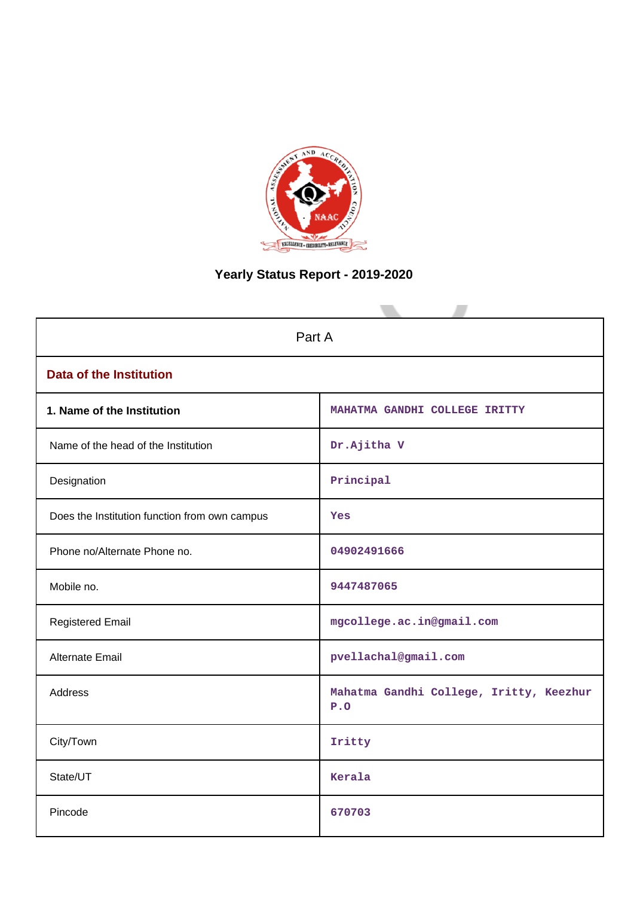# Yearly Status Report - 2019-2020

| Part A | |
|---|---|
| **Data of the Institution** | |
| **1. Name of the Institution** | MAHATMA GANDHI COLLEGE IRITTY |
| Name of the head of the Institution | Dr.Ajitha V |
| Designation | Principal |
| Does the Institution function from own campus | Yes |
| Phone no/Alternate Phone no. | 04902491666 |
| Mobile no. | 9447487065 |
| Registered Email | mgcollege.ac.in@gmail.com |
| Alternate Email | pvellachal@gmail.com |
| Address | Mahatma Gandhi College, Iritty, Keezhur P.O |
| City/Town | Iritty |
| State/UT | Kerala |
| Pincode | 670703 |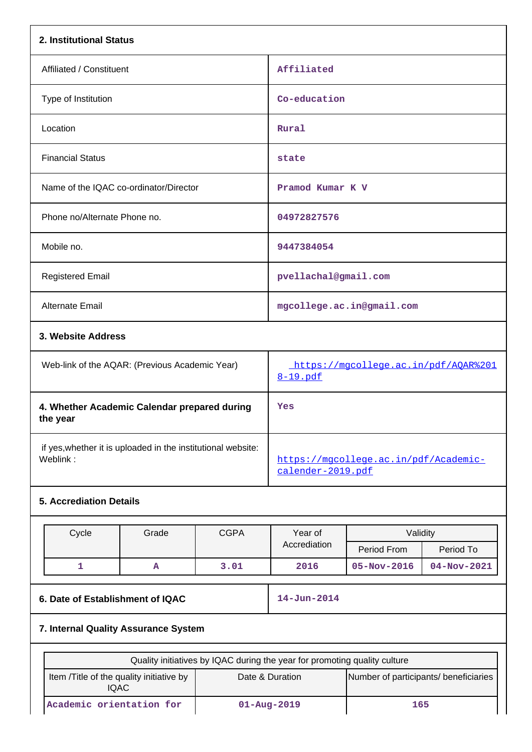## 2. Institutional Status

| | |
|---|---|
| Affiliated / Constituent | Affiliated |
| Type of Institution | Co-education |
| Location | Rural |
| Financial Status | state |
| Name of the IQAC co-ordinator/Director | Pramod Kumar K V |
| Phone no/Alternate Phone no. | 04972827576 |
| Mobile no. | 9447384054 |
| Registered Email | pvellachal@gmail.com |
| Alternate Email | mgcollege.ac.in@gmail.com |

## 3. Website Address

| | |
|---|---|
| Web-link of the AQAR: (Previous Academic Year) | https://mgcollege.ac.in/pdf/AQAR%2018-19.pdf |
| **4. Whether Academic Calendar prepared during the year** | Yes |
| if yes,whether it is uploaded in the institutional website: Weblink : | https://mgcollege.ac.in/pdf/Academic-calender-2019.pdf |

## 5. Accrediation Details

| Cycle | Grade | CGPA | Year of Accrediation | Validity | |
|---|---|---|---|---|---|
| | | | | Period From | Period To |
| 1 | A | 3.01 | 2016 | 05-Nov-2016 | 04-Nov-2021 |

| | |
|---|---|
| **6. Date of Establishment of IQAC** | 14-Jun-2014 |

## 7. Internal Quality Assurance System

| Quality initiatives by IQAC during the year for promoting quality culture | | |
|---|---|---|
| Item /Title of the quality initiative by IQAC | Date & Duration | Number of participants/ beneficiaries |
| Academic orientation for | 01-Aug-2019 | 165 |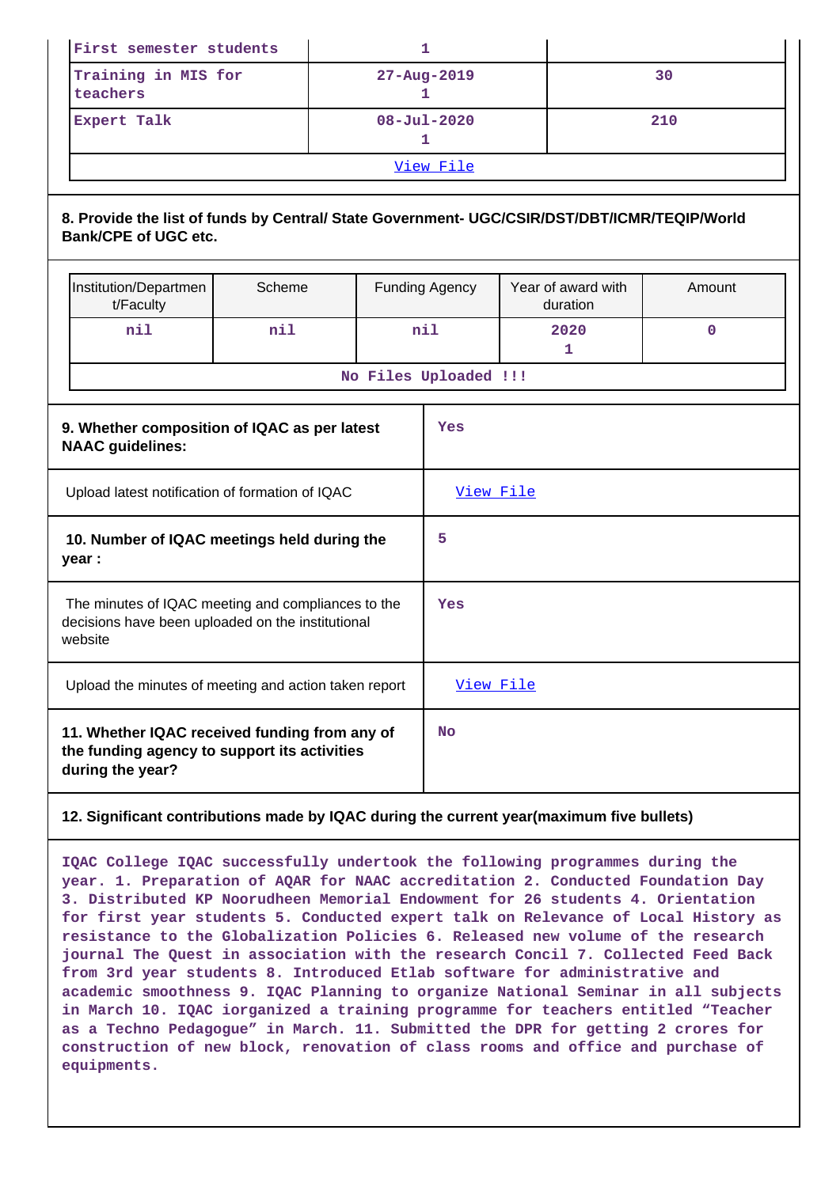| First semester students | 1 | |
|---|---|---|
| Training in MIS for teachers | 27-Aug-2019<br>1 | 30 |
| Expert Talk | 08-Jul-2020<br>1 | 210 |
| View File | | |

**8. Provide the list of funds by Central/ State Government- UGC/CSIR/DST/DBT/ICMR/TEQIP/World Bank/CPE of UGC etc.**

| Institution/Department/Faculty | Scheme | Funding Agency | Year of award with duration | Amount |
|---|---|---|---|---|
| nil | nil | nil | 2020<br>1 | 0 |
| No Files Uploaded !!! | | | | |

| | |
|---|---|
| **9. Whether composition of IQAC as per latest NAAC guidelines:** | Yes |
| Upload latest notification of formation of IQAC | View File |
| **10. Number of IQAC meetings held during the year :** | 5 |
| The minutes of IQAC meeting and compliances to the decisions have been uploaded on the institutional website | Yes |
| Upload the minutes of meeting and action taken report | View File |
| **11. Whether IQAC received funding from any of the funding agency to support its activities during the year?** | No |

**12. Significant contributions made by IQAC during the current year(maximum five bullets)**

IQAC College IQAC successfully undertook the following programmes during the year. 1. Preparation of AQAR for NAAC accreditation 2. Conducted Foundation Day 3. Distributed KP Noorudheen Memorial Endowment for 26 students 4. Orientation for first year students 5. Conducted expert talk on Relevance of Local History as resistance to the Globalization Policies 6. Released new volume of the research journal The Quest in association with the research Concil 7. Collected Feed Back from 3rd year students 8. Introduced Etlab software for administrative and academic smoothness 9. IQAC Planning to organize National Seminar in all subjects in March 10. IQAC iorganized a training programme for teachers entitled “Teacher as a Techno Pedagogue” in March. 11. Submitted the DPR for getting 2 crores for construction of new block, renovation of class rooms and office and purchase of equipments.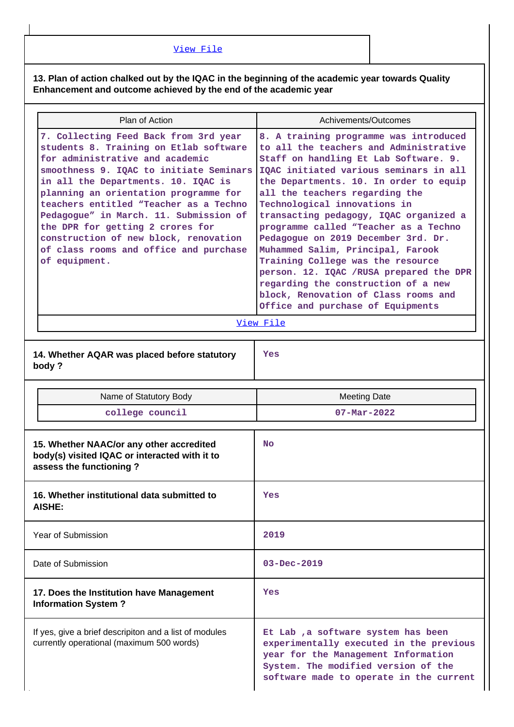View File

**13. Plan of action chalked out by the IQAC in the beginning of the academic year towards Quality Enhancement and outcome achieved by the end of the academic year**

| Plan of Action | Achivements/Outcomes |
|---|---|
| 7. Collecting Feed Back from 3rd year students 8. Training on Etlab software for administrative and academic smoothness 9. IQAC to initiate Seminars in all the Departments. 10. IQAC is planning an orientation programme for teachers entitled "Teacher as a Techno Pedagogue" in March. 11. Submission of the DPR for getting 2 crores for construction of new block, renovation of class rooms and office and purchase of equipment. | 8. A training programme was introduced to all the teachers and Administrative Staff on handling Et Lab Software. 9. IQAC initiated various seminars in all the Departments. 10. In order to equip all the teachers regarding the Technological innovations in transacting pedagogy, IQAC organized a programme called "Teacher as a Techno Pedagogue on 2019 December 3rd. Dr. Muhammed Salim, Principal, Farook Training College was the resource person. 12. IQAC /RUSA prepared the DPR regarding the construction of a new block, Renovation of Class rooms and Office and purchase of Equipments |

View File

| | |
|---|---|
| **14. Whether AQAR was placed before statutory body ?** | Yes |

| Name of Statutory Body | Meeting Date |
|---|---|
| college council | 07-Mar-2022 |

| | |
|---|---|
| **15. Whether NAAC/or any other accredited body(s) visited IQAC or interacted with it to assess the functioning ?** | No |
| **16. Whether institutional data submitted to AISHE:** | Yes |
| Year of Submission | 2019 |
| Date of Submission | 03-Dec-2019 |
| **17. Does the Institution have Management Information System ?** | Yes |
| If yes, give a brief descripiton and a list of modules currently operational (maximum 500 words) | Et Lab ,a software system has been experimentally executed in the previous year for the Management Information System. The modified version of the software made to operate in the current |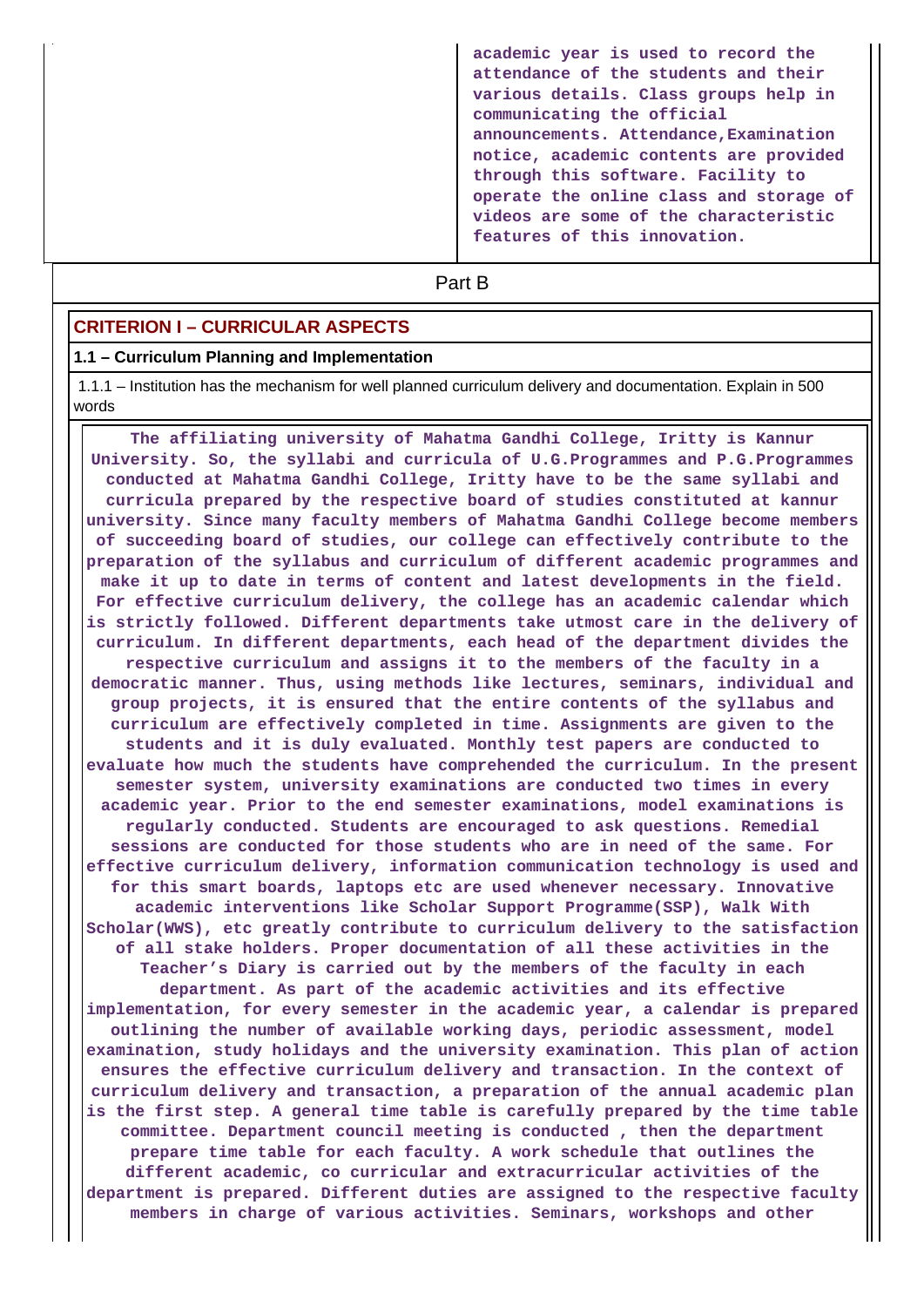| | academic year is used to record the attendance of the students and their various details. Class groups help in communicating the official announcements. Attendance,Examination notice, academic contents are provided through this software. Facility to operate the online class and storage of videos are some of the characteristic features of this innovation. |
|---|---|

## Part B

### CRITERION I – CURRICULAR ASPECTS

**1.1 – Curriculum Planning and Implementation**

1.1.1 – Institution has the mechanism for well planned curriculum delivery and documentation. Explain in 500 words

**The affiliating university of Mahatma Gandhi College, Iritty is Kannur University. So, the syllabi and curricula of U.G.Programmes and P.G.Programmes conducted at Mahatma Gandhi College, Iritty have to be the same syllabi and curricula prepared by the respective board of studies constituted at kannur university. Since many faculty members of Mahatma Gandhi College become members of succeeding board of studies, our college can effectively contribute to the preparation of the syllabus and curriculum of different academic programmes and make it up to date in terms of content and latest developments in the field. For effective curriculum delivery, the college has an academic calendar which is strictly followed. Different departments take utmost care in the delivery of curriculum. In different departments, each head of the department divides the respective curriculum and assigns it to the members of the faculty in a democratic manner. Thus, using methods like lectures, seminars, individual and group projects, it is ensured that the entire contents of the syllabus and curriculum are effectively completed in time. Assignments are given to the students and it is duly evaluated. Monthly test papers are conducted to evaluate how much the students have comprehended the curriculum. In the present semester system, university examinations are conducted two times in every academic year. Prior to the end semester examinations, model examinations is regularly conducted. Students are encouraged to ask questions. Remedial sessions are conducted for those students who are in need of the same. For effective curriculum delivery, information communication technology is used and for this smart boards, laptops etc are used whenever necessary. Innovative academic interventions like Scholar Support Programme(SSP), Walk With Scholar(WWS), etc greatly contribute to curriculum delivery to the satisfaction of all stake holders. Proper documentation of all these activities in the Teacher's Diary is carried out by the members of the faculty in each department. As part of the academic activities and its effective implementation, for every semester in the academic year, a calendar is prepared outlining the number of available working days, periodic assessment, model examination, study holidays and the university examination. This plan of action ensures the effective curriculum delivery and transaction. In the context of curriculum delivery and transaction, a preparation of the annual academic plan is the first step. A general time table is carefully prepared by the time table committee. Department council meeting is conducted , then the department prepare time table for each faculty. A work schedule that outlines the different academic, co curricular and extracurricular activities of the department is prepared. Different duties are assigned to the respective faculty members in charge of various activities. Seminars, workshops and other**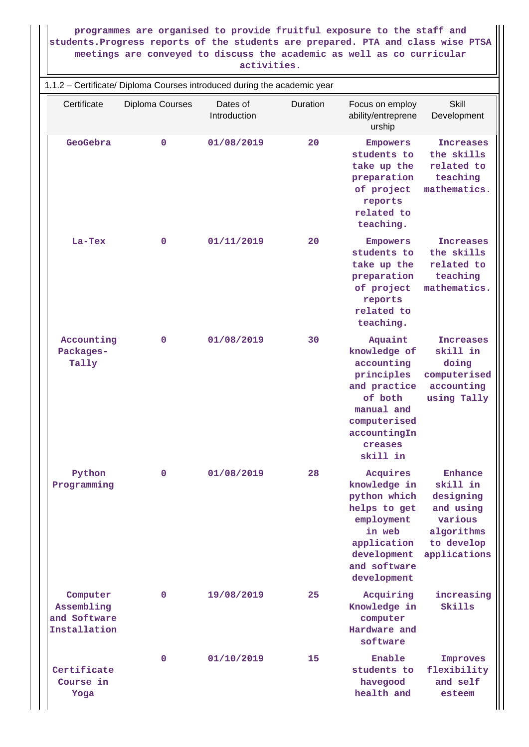programmes are organised to provide fruitful exposure to the staff and students.Progress reports of the students are prepared. PTA and class wise PTSA meetings are conveyed to discuss the academic as well as co curricular activities.

1.1.2 – Certificate/ Diploma Courses introduced during the academic year

| Certificate | Diploma Courses | Dates of Introduction | Duration | Focus on employ ability/entreprene urship | Skill Development |
|---|---|---|---|---|---|
| GeoGebra | 0 | 01/08/2019 | 20 | Empowers students to take up the preparation of project reports related to teaching. | Increases the skills related to teaching mathematics. |
| La-Tex | 0 | 01/11/2019 | 20 | Empowers students to take up the preparation of project reports related to teaching. | Increases the skills related to teaching mathematics. |
| Accounting Packages-Tally | 0 | 01/08/2019 | 30 | Aquaint knowledge of accounting principles and practice of both manual and computerised accountingIncreases skill in | Increases skill in doing computerised accounting using Tally |
| Python Programming | 0 | 01/08/2019 | 28 | Acquires knowledge in python which helps to get employment in web application development and software development | Enhance skill in designing and using various algorithms to develop applications |
| Computer Assembling and Software Installation | 0 | 19/08/2019 | 25 | Acquiring Knowledge in computer Hardware and software | increasing Skills |
| Certificate Course in Yoga | 0 | 01/10/2019 | 15 | Enable students to havegood health and | Improves flexibility and self esteem |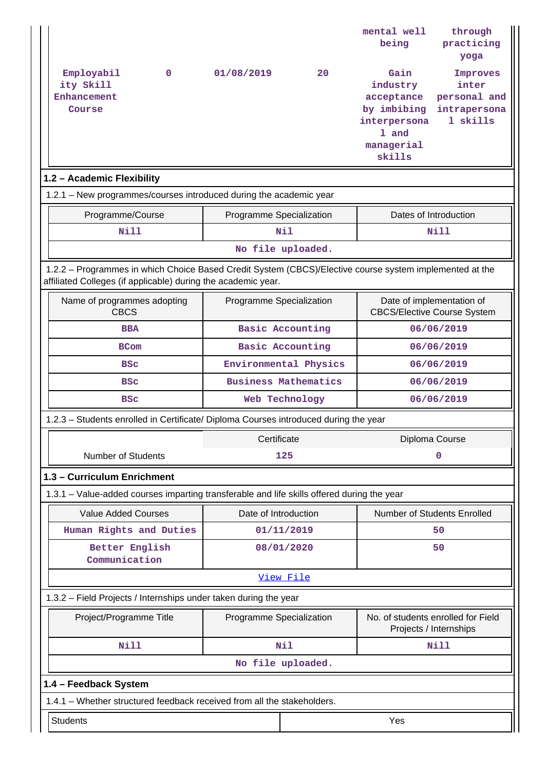| | | | | | |
|---|---|---|---|---|---|
| | | | | mental well being | through practicing yoga |
| Employability Skill Enhancement Course | 0 | 01/08/2019 | 20 | Gain industry acceptance by imbibing interpersonal and managerial skills | Improves inter personal and intrapersonal skills |

## 1.2 – Academic Flexibility

1.2.1 – New programmes/courses introduced during the academic year

| Programme/Course | Programme Specialization | Dates of Introduction |
|---|---|---|
| Nill | Nil | Nill |
| No file uploaded. | | |

1.2.2 – Programmes in which Choice Based Credit System (CBCS)/Elective course system implemented at the affiliated Colleges (if applicable) during the academic year.

| Name of programmes adopting CBCS | Programme Specialization | Date of implementation of CBCS/Elective Course System |
|---|---|---|
| BBA | Basic Accounting | 06/06/2019 |
| BCom | Basic Accounting | 06/06/2019 |
| BSc | Environmental Physics | 06/06/2019 |
| BSc | Business Mathematics | 06/06/2019 |
| BSc | Web Technology | 06/06/2019 |

1.2.3 – Students enrolled in Certificate/ Diploma Courses introduced during the year

| | Certificate | Diploma Course |
|---|---|---|
| Number of Students | 125 | 0 |

## 1.3 – Curriculum Enrichment

1.3.1 – Value-added courses imparting transferable and life skills offered during the year

| Value Added Courses | Date of Introduction | Number of Students Enrolled |
|---|---|---|
| Human Rights and Duties | 01/11/2019 | 50 |
| Better English Communication | 08/01/2020 | 50 |
| View File | | |

1.3.2 – Field Projects / Internships under taken during the year

| Project/Programme Title | Programme Specialization | No. of students enrolled for Field Projects / Internships |
|---|---|---|
| Nill | Nil | Nill |
| No file uploaded. | | |

## 1.4 – Feedback System

1.4.1 – Whether structured feedback received from all the stakeholders.

| | |
|---|---|
| Students | Yes |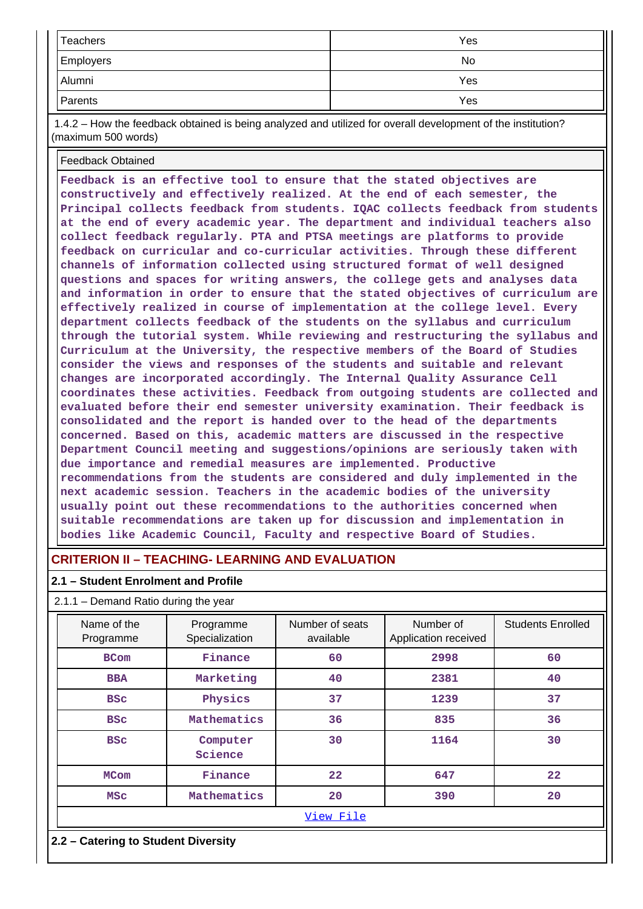| Teachers | Yes |
|---|---|
| Employers | No |
| Alumni | Yes |
| Parents | Yes |

1.4.2 – How the feedback obtained is being analyzed and utilized for overall development of the institution? (maximum 500 words)

| Feedback Obtained |
|---|
| Feedback is an effective tool to ensure that the stated objectives are constructively and effectively realized. At the end of each semester, the Principal collects feedback from students. IQAC collects feedback from students at the end of every academic year. The department and individual teachers also collect feedback regularly. PTA and PTSA meetings are platforms to provide feedback on curricular and co-curricular activities. Through these different channels of information collected using structured format of well designed questions and spaces for writing answers, the college gets and analyses data and information in order to ensure that the stated objectives of curriculum are effectively realized in course of implementation at the college level. Every department collects feedback of the students on the syllabus and curriculum through the tutorial system. While reviewing and restructuring the syllabus and Curriculum at the University, the respective members of the Board of Studies consider the views and responses of the students and suitable and relevant changes are incorporated accordingly. The Internal Quality Assurance Cell coordinates these activities. Feedback from outgoing students are collected and evaluated before their end semester university examination. Their feedback is consolidated and the report is handed over to the head of the departments concerned. Based on this, academic matters are discussed in the respective Department Council meeting and suggestions/opinions are seriously taken with due importance and remedial measures are implemented. Productive recommendations from the students are considered and duly implemented in the next academic session. Teachers in the academic bodies of the university usually point out these recommendations to the authorities concerned when suitable recommendations are taken up for discussion and implementation in bodies like Academic Council, Faculty and respective Board of Studies. |

## CRITERION II – TEACHING- LEARNING AND EVALUATION

### 2.1 – Student Enrolment and Profile

2.1.1 – Demand Ratio during the year

| Name of the Programme | Programme Specialization | Number of seats available | Number of Application received | Students Enrolled |
|---|---|---|---|---|
| BCom | Finance | 60 | 2998 | 60 |
| BBA | Marketing | 40 | 2381 | 40 |
| BSc | Physics | 37 | 1239 | 37 |
| BSc | Mathematics | 36 | 835 | 36 |
| BSc | Computer Science | 30 | 1164 | 30 |
| MCom | Finance | 22 | 647 | 22 |
| MSc | Mathematics | 20 | 390 | 20 |
| View File | | | | |

### 2.2 – Catering to Student Diversity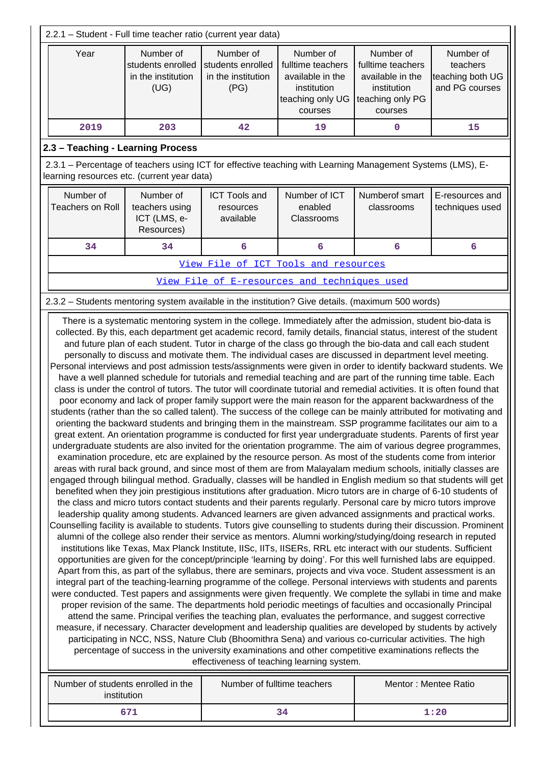2.2.1 – Student - Full time teacher ratio (current year data)

| Year | Number of students enrolled in the institution (UG) | Number of students enrolled in the institution (PG) | Number of fulltime teachers available in the institution teaching only UG courses | Number of fulltime teachers available in the institution teaching only PG courses | Number of teachers teaching both UG and PG courses |
|---|---|---|---|---|---|
| 2019 | 203 | 42 | 19 | 0 | 15 |

## 2.3 – Teaching - Learning Process

2.3.1 – Percentage of teachers using ICT for effective teaching with Learning Management Systems (LMS), E-learning resources etc. (current year data)

| Number of Teachers on Roll | Number of teachers using ICT (LMS, e-Resources) | ICT Tools and resources available | Number of ICT enabled Classrooms | Numberof smart classrooms | E-resources and techniques used |
|---|---|---|---|---|---|
| 34 | 34 | 6 | 6 | 6 | 6 |

View File of ICT Tools and resources

View File of E-resources and techniques used

2.3.2 – Students mentoring system available in the institution? Give details. (maximum 500 words)

There is a systematic mentoring system in the college. Immediately after the admission, student bio-data is collected. By this, each department get academic record, family details, financial status, interest of the student and future plan of each student. Tutor in charge of the class go through the bio-data and call each student personally to discuss and motivate them. The individual cases are discussed in department level meeting. Personal interviews and post admission tests/assignments were given in order to identify backward students. We have a well planned schedule for tutorials and remedial teaching and are part of the running time table. Each class is under the control of tutors. The tutor will coordinate tutorial and remedial activities. It is often found that poor economy and lack of proper family support were the main reason for the apparent backwardness of the students (rather than the so called talent). The success of the college can be mainly attributed for motivating and orienting the backward students and bringing them in the mainstream. SSP programme facilitates our aim to a great extent. An orientation programme is conducted for first year undergraduate students. Parents of first year undergraduate students are also invited for the orientation programme. The aim of various degree programmes, examination procedure, etc are explained by the resource person. As most of the students come from interior areas with rural back ground, and since most of them are from Malayalam medium schools, initially classes are engaged through bilingual method. Gradually, classes will be handled in English medium so that students will get benefited when they join prestigious institutions after graduation. Micro tutors are in charge of 6-10 students of the class and micro tutors contact students and their parents regularly. Personal care by micro tutors improve leadership quality among students. Advanced learners are given advanced assignments and practical works. Counselling facility is available to students. Tutors give counselling to students during their discussion. Prominent alumni of the college also render their service as mentors. Alumni working/studying/doing research in reputed institutions like Texas, Max Planck Institute, IISc, IITs, IISERs, RRL etc interact with our students. Sufficient opportunities are given for the concept/principle 'learning by doing'. For this well furnished labs are equipped. Apart from this, as part of the syllabus, there are seminars, projects and viva voce. Student assessment is an integral part of the teaching-learning programme of the college. Personal interviews with students and parents were conducted. Test papers and assignments were given frequently. We complete the syllabi in time and make proper revision of the same. The departments hold periodic meetings of faculties and occasionally Principal attend the same. Principal verifies the teaching plan, evaluates the performance, and suggest corrective measure, if necessary. Character development and leadership qualities are developed by students by actively participating in NCC, NSS, Nature Club (Bhoomithra Sena) and various co-curricular activities. The high percentage of success in the university examinations and other competitive examinations reflects the effectiveness of teaching learning system.

| Number of students enrolled in the institution | Number of fulltime teachers | Mentor : Mentee Ratio |
|---|---|---|
| 671 | 34 | 1:20 |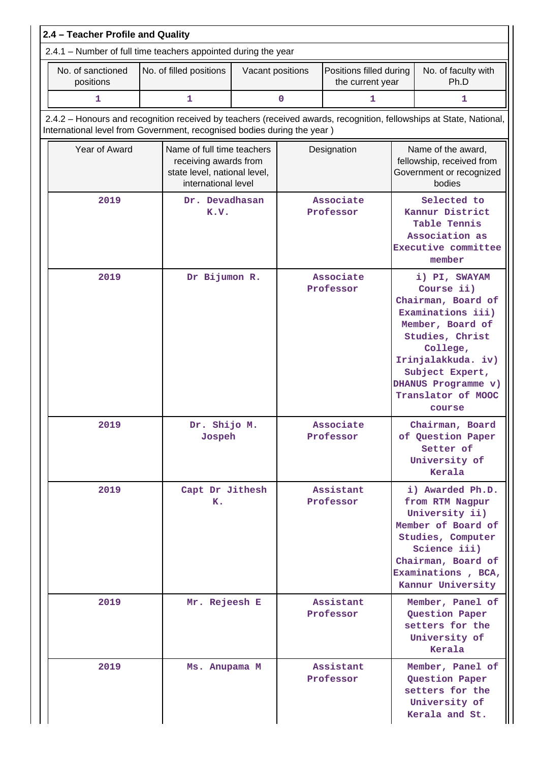## 2.4 – Teacher Profile and Quality

2.4.1 – Number of full time teachers appointed during the year

| No. of sanctioned positions | No. of filled positions | Vacant positions | Positions filled during the current year | No. of faculty with Ph.D |
|---|---|---|---|---|
| 1 | 1 | 0 | 1 | 1 |

2.4.2 – Honours and recognition received by teachers (received awards, recognition, fellowships at State, National, International level from Government, recognised bodies during the year )

| Year of Award | Name of full time teachers receiving awards from state level, national level, international level | Designation | Name of the award, fellowship, received from Government or recognized bodies |
|---|---|---|---|
| 2019 | Dr. Devadhasan K.V. | Associate Professor | Selected to Kannur District Table Tennis Association as Executive committee member |
| 2019 | Dr Bijumon R. | Associate Professor | i) PI, SWAYAM Course ii) Chairman, Board of Examinations iii) Member, Board of Studies, Christ College, Irinjalakkuda. iv) Subject Expert, DHANUS Programme v) Translator of MOOC course |
| 2019 | Dr. Shijo M. Jospeh | Associate Professor | Chairman, Board of Question Paper Setter of University of Kerala |
| 2019 | Capt Dr Jithesh K. | Assistant Professor | i) Awarded Ph.D. from RTM Nagpur University ii) Member of Board of Studies, Computer Science iii) Chairman, Board of Examinations , BCA, Kannur University |
| 2019 | Mr. Rejeesh E | Assistant Professor | Member, Panel of Question Paper setters for the University of Kerala |
| 2019 | Ms. Anupama M | Assistant Professor | Member, Panel of Question Paper setters for the University of Kerala and St. |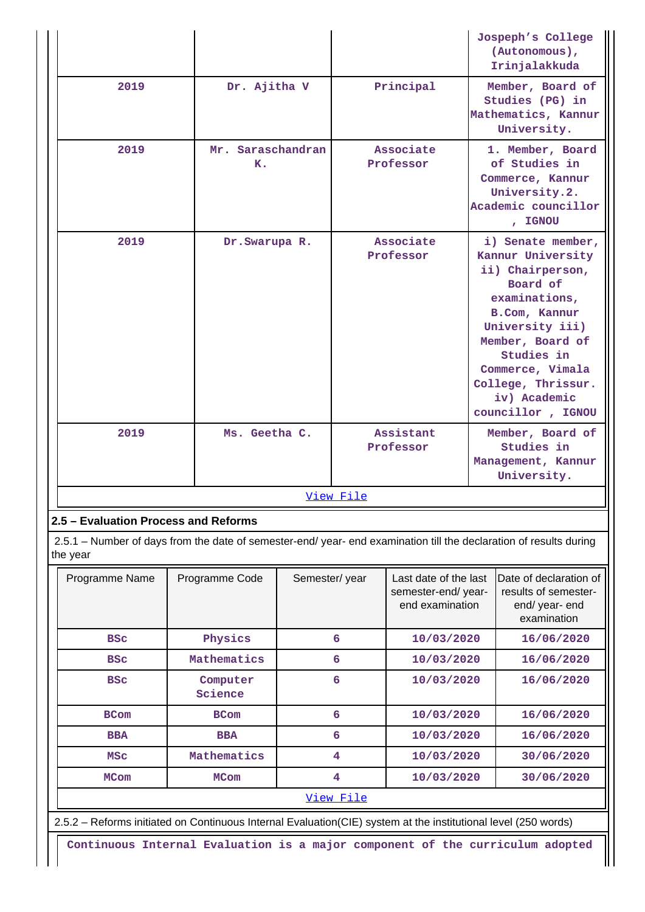| | | | Jospeph's College (Autonomous), Irinjalakkuda |
|---|---|---|---|
| 2019 | Dr. Ajitha V | Principal | Member, Board of Studies (PG) in Mathematics, Kannur University. |
| 2019 | Mr. Saraschandran K. | Associate Professor | 1. Member, Board of Studies in Commerce, Kannur University.2. Academic councillor , IGNOU |
| 2019 | Dr.Swarupa R. | Associate Professor | i) Senate member, Kannur University ii) Chairperson, Board of examinations, B.Com, Kannur University iii) Member, Board of Studies in Commerce, Vimala College, Thrissur. iv) Academic councillor , IGNOU |
| 2019 | Ms. Geetha C. | Assistant Professor | Member, Board of Studies in Management, Kannur University. |

View File

### 2.5 – Evaluation Process and Reforms

2.5.1 – Number of days from the date of semester-end/ year- end examination till the declaration of results during the year

| Programme Name | Programme Code | Semester/ year | Last date of the last semester-end/ year- end examination | Date of declaration of results of semester- end/ year- end examination |
|---|---|---|---|---|
| BSc | Physics | 6 | 10/03/2020 | 16/06/2020 |
| BSc | Mathematics | 6 | 10/03/2020 | 16/06/2020 |
| BSc | Computer Science | 6 | 10/03/2020 | 16/06/2020 |
| BCom | BCom | 6 | 10/03/2020 | 16/06/2020 |
| BBA | BBA | 6 | 10/03/2020 | 16/06/2020 |
| MSc | Mathematics | 4 | 10/03/2020 | 30/06/2020 |
| MCom | MCom | 4 | 10/03/2020 | 30/06/2020 |

View File

2.5.2 – Reforms initiated on Continuous Internal Evaluation(CIE) system at the institutional level (250 words)

Continuous Internal Evaluation is a major component of the curriculum adopted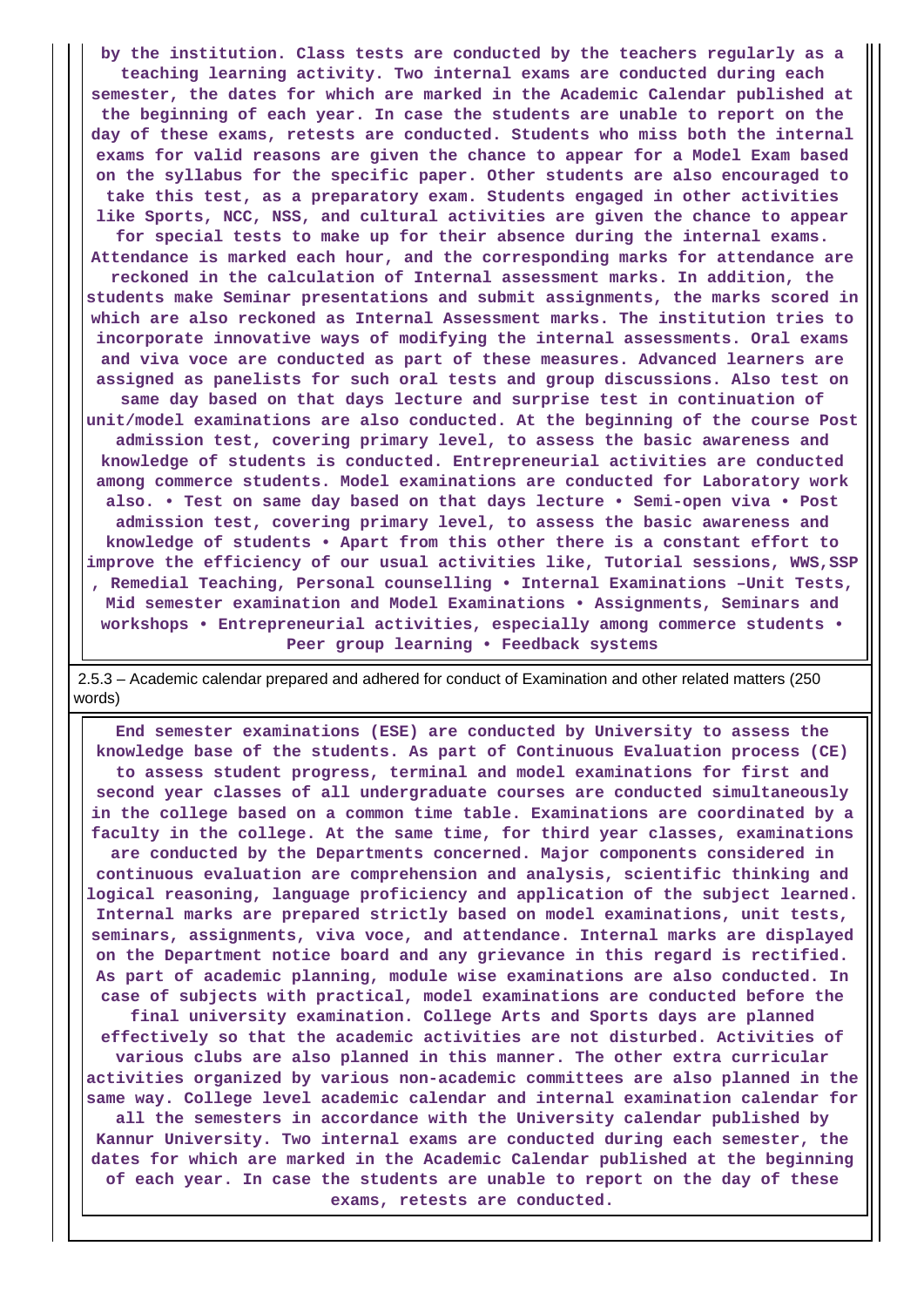by the institution. Class tests are conducted by the teachers regularly as a teaching learning activity. Two internal exams are conducted during each semester, the dates for which are marked in the Academic Calendar published at the beginning of each year. In case the students are unable to report on the day of these exams, retests are conducted. Students who miss both the internal exams for valid reasons are given the chance to appear for a Model Exam based on the syllabus for the specific paper. Other students are also encouraged to take this test, as a preparatory exam. Students engaged in other activities like Sports, NCC, NSS, and cultural activities are given the chance to appear for special tests to make up for their absence during the internal exams. Attendance is marked each hour, and the corresponding marks for attendance are reckoned in the calculation of Internal assessment marks. In addition, the students make Seminar presentations and submit assignments, the marks scored in which are also reckoned as Internal Assessment marks. The institution tries to incorporate innovative ways of modifying the internal assessments. Oral exams and viva voce are conducted as part of these measures. Advanced learners are assigned as panelists for such oral tests and group discussions. Also test on same day based on that days lecture and surprise test in continuation of unit/model examinations are also conducted. At the beginning of the course Post admission test, covering primary level, to assess the basic awareness and knowledge of students is conducted. Entrepreneurial activities are conducted among commerce students. Model examinations are conducted for Laboratory work also. • Test on same day based on that days lecture • Semi-open viva • Post admission test, covering primary level, to assess the basic awareness and knowledge of students • Apart from this other there is a constant effort to improve the efficiency of our usual activities like, Tutorial sessions, WWS,SSP , Remedial Teaching, Personal counselling • Internal Examinations –Unit Tests, Mid semester examination and Model Examinations • Assignments, Seminars and workshops • Entrepreneurial activities, especially among commerce students • Peer group learning • Feedback systems

2.5.3 – Academic calendar prepared and adhered for conduct of Examination and other related matters (250 words)

End semester examinations (ESE) are conducted by University to assess the knowledge base of the students. As part of Continuous Evaluation process (CE) to assess student progress, terminal and model examinations for first and second year classes of all undergraduate courses are conducted simultaneously in the college based on a common time table. Examinations are coordinated by a faculty in the college. At the same time, for third year classes, examinations are conducted by the Departments concerned. Major components considered in continuous evaluation are comprehension and analysis, scientific thinking and logical reasoning, language proficiency and application of the subject learned. Internal marks are prepared strictly based on model examinations, unit tests, seminars, assignments, viva voce, and attendance. Internal marks are displayed on the Department notice board and any grievance in this regard is rectified. As part of academic planning, module wise examinations are also conducted. In case of subjects with practical, model examinations are conducted before the final university examination. College Arts and Sports days are planned effectively so that the academic activities are not disturbed. Activities of various clubs are also planned in this manner. The other extra curricular activities organized by various non-academic committees are also planned in the same way. College level academic calendar and internal examination calendar for all the semesters in accordance with the University calendar published by Kannur University. Two internal exams are conducted during each semester, the dates for which are marked in the Academic Calendar published at the beginning of each year. In case the students are unable to report on the day of these exams, retests are conducted.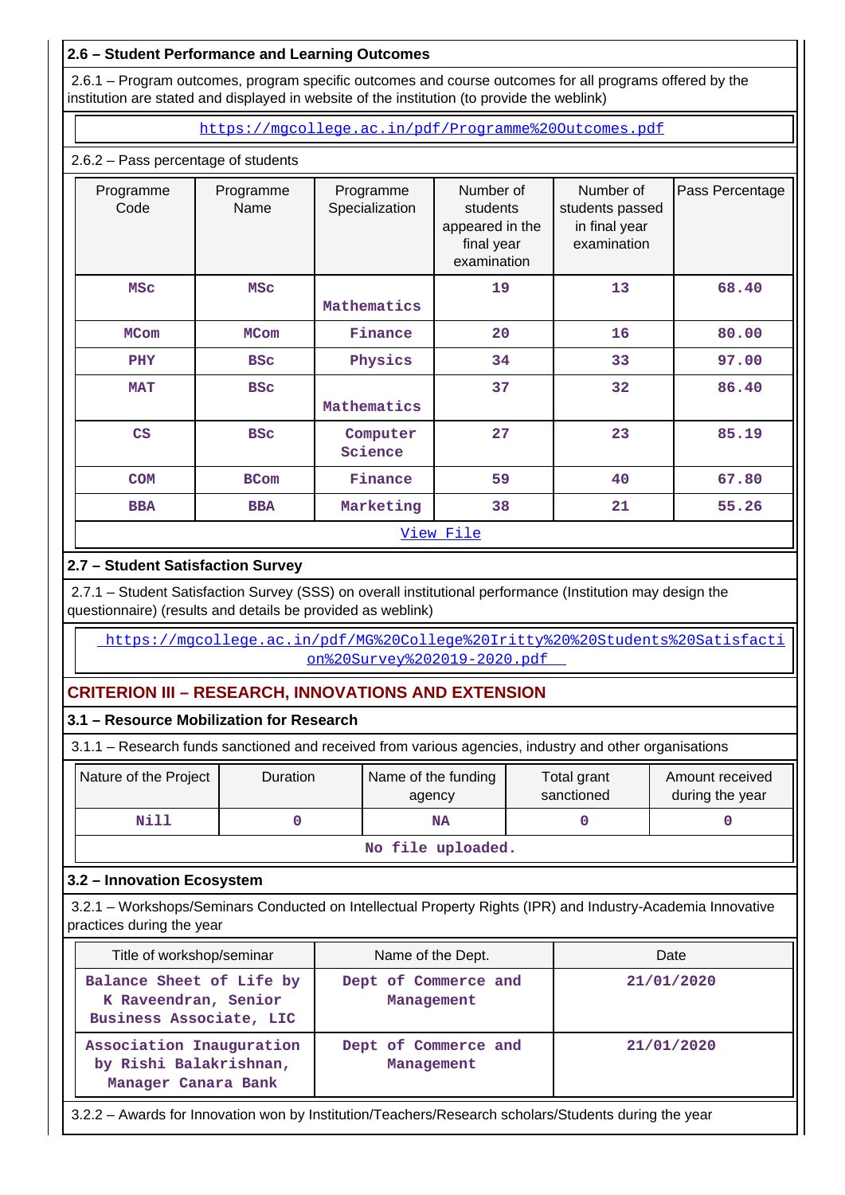### 2.6 – Student Performance and Learning Outcomes

2.6.1 – Program outcomes, program specific outcomes and course outcomes for all programs offered by the institution are stated and displayed in website of the institution (to provide the weblink)

https://mgcollege.ac.in/pdf/Programme%20Outcomes.pdf

2.6.2 – Pass percentage of students

| Programme Code | Programme Name | Programme Specialization | Number of students appeared in the final year examination | Number of students passed in final year examination | Pass Percentage |
|---|---|---|---|---|---|
| MSc | MSc | Mathematics | 19 | 13 | 68.40 |
| MCom | MCom | Finance | 20 | 16 | 80.00 |
| PHY | BSc | Physics | 34 | 33 | 97.00 |
| MAT | BSc | Mathematics | 37 | 32 | 86.40 |
| CS | BSc | Computer Science | 27 | 23 | 85.19 |
| COM | BCom | Finance | 59 | 40 | 67.80 |
| BBA | BBA | Marketing | 38 | 21 | 55.26 |

View File

### 2.7 – Student Satisfaction Survey

2.7.1 – Student Satisfaction Survey (SSS) on overall institutional performance (Institution may design the questionnaire) (results and details be provided as weblink)

https://mgcollege.ac.in/pdf/MG%20College%20Iritty%20%20Students%20Satisfaction%20Survey%202019-2020.pdf

## CRITERION III – RESEARCH, INNOVATIONS AND EXTENSION

### 3.1 – Resource Mobilization for Research

3.1.1 – Research funds sanctioned and received from various agencies, industry and other organisations

| Nature of the Project | Duration | Name of the funding agency | Total grant sanctioned | Amount received during the year |
|---|---|---|---|---|
| Nill | 0 | NA | 0 | 0 |

No file uploaded.

### 3.2 – Innovation Ecosystem

3.2.1 – Workshops/Seminars Conducted on Intellectual Property Rights (IPR) and Industry-Academia Innovative practices during the year

| Title of workshop/seminar | Name of the Dept. | Date |
|---|---|---|
| Balance Sheet of Life by K Raveendran, Senior Business Associate, LIC | Dept of Commerce and Management | 21/01/2020 |
| Association Inauguration by Rishi Balakrishnan, Manager Canara Bank | Dept of Commerce and Management | 21/01/2020 |

3.2.2 – Awards for Innovation won by Institution/Teachers/Research scholars/Students during the year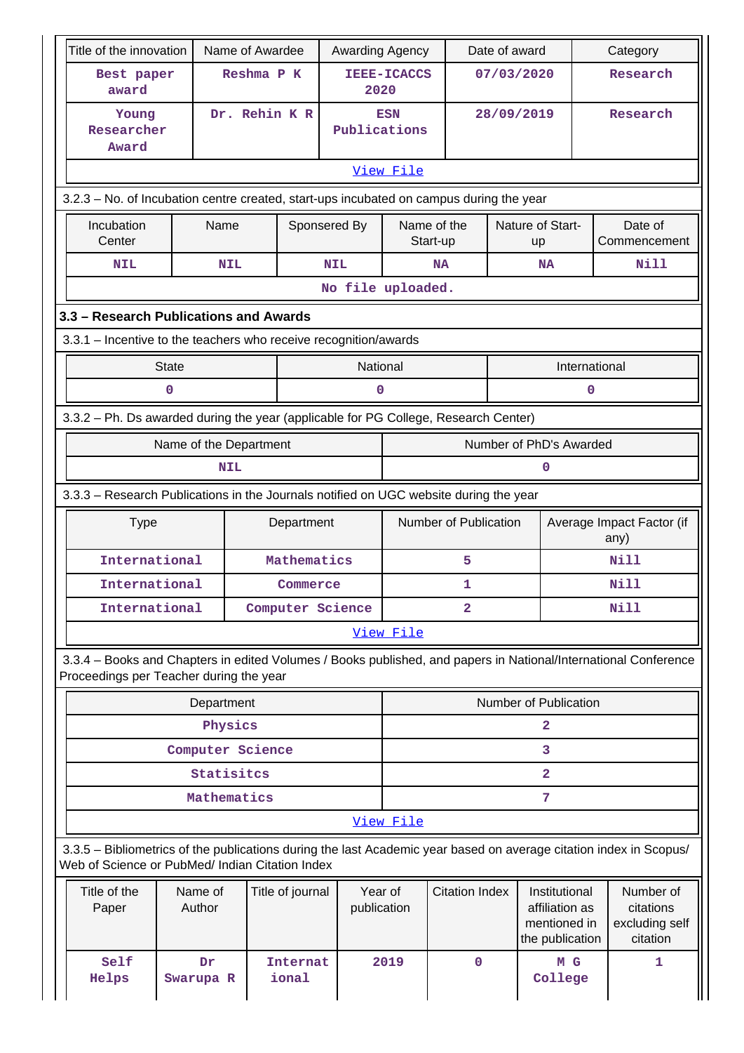| Title of the innovation | Name of Awardee | Awarding Agency | Date of award | Category |
|---|---|---|---|---|
| Best paper award | Reshma P K | IEEE-ICACCS 2020 | 07/03/2020 | Research |
| Young Researcher Award | Dr. Rehin K R | ESN Publications | 28/09/2019 | Research |

View File

3.2.3 – No. of Incubation centre created, start-ups incubated on campus during the year

| Incubation Center | Name | Sponsered By | Name of the Start-up | Nature of Start-up | Date of Commencement |
|---|---|---|---|---|---|
| NIL | NIL | NIL | NA | NA | Nill |

No file uploaded.

## 3.3 – Research Publications and Awards

3.3.1 – Incentive to the teachers who receive recognition/awards

| State | National | International |
|---|---|---|
| 0 | 0 | 0 |

3.3.2 – Ph. Ds awarded during the year (applicable for PG College, Research Center)

| Name of the Department | Number of PhD's Awarded |
|---|---|
| NIL | 0 |

3.3.3 – Research Publications in the Journals notified on UGC website during the year

| Type | Department | Number of Publication | Average Impact Factor (if any) |
|---|---|---|---|
| International | Mathematics | 5 | Nill |
| International | Commerce | 1 | Nill |
| International | Computer Science | 2 | Nill |

View File

3.3.4 – Books and Chapters in edited Volumes / Books published, and papers in National/International Conference Proceedings per Teacher during the year

| Department | Number of Publication |
|---|---|
| Physics | 2 |
| Computer Science | 3 |
| Statisitcs | 2 |
| Mathematics | 7 |

View File

3.3.5 – Bibliometrics of the publications during the last Academic year based on average citation index in Scopus/ Web of Science or PubMed/ Indian Citation Index

| Title of the Paper | Name of Author | Title of journal | Year of publication | Citation Index | Institutional affiliation as mentioned in the publication | Number of citations excluding self citation |
|---|---|---|---|---|---|---|
| Self Helps | Dr Swarupa R | International | 2019 | 0 | M G College | 1 |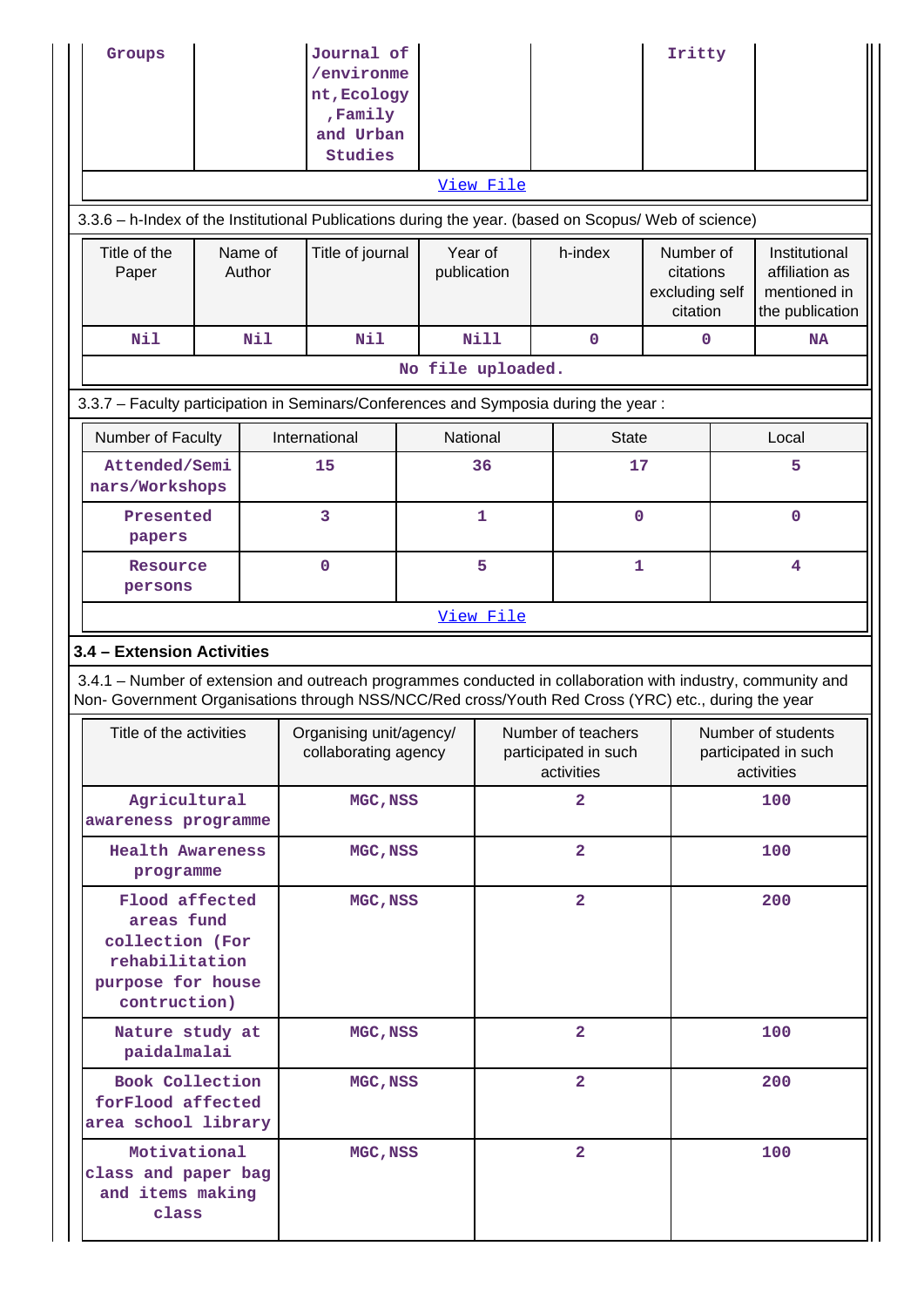| Groups | | Journal of /environment,Ecology ,Family and Urban Studies | | | Iritty | |
|---|---|---|---|---|---|---|
| View File | | | | | | |

3.3.6 – h-Index of the Institutional Publications during the year. (based on Scopus/ Web of science)

| Title of the Paper | Name of Author | Title of journal | Year of publication | h-index | Number of citations excluding self citation | Institutional affiliation as mentioned in the publication |
|---|---|---|---|---|---|---|
| Nil | Nil | Nil | Nill | 0 | 0 | NA |
| No file uploaded. | | | | | | |

3.3.7 – Faculty participation in Seminars/Conferences and Symposia during the year :

| Number of Faculty | International | National | State | Local |
|---|---|---|---|---|
| Attended/Seminars/Workshops | 15 | 36 | 17 | 5 |
| Presented papers | 3 | 1 | 0 | 0 |
| Resource persons | 0 | 5 | 1 | 4 |
| View File | | | | |

**3.4 – Extension Activities**

3.4.1 – Number of extension and outreach programmes conducted in collaboration with industry, community and Non- Government Organisations through NSS/NCC/Red cross/Youth Red Cross (YRC) etc., during the year

| Title of the activities | Organising unit/agency/ collaborating agency | Number of teachers participated in such activities | Number of students participated in such activities |
|---|---|---|---|
| Agricultural awareness programme | MGC,NSS | 2 | 100 |
| Health Awareness programme | MGC,NSS | 2 | 100 |
| Flood affected areas fund collection (For rehabilitation purpose for house contruction) | MGC,NSS | 2 | 200 |
| Nature study at paidalmalai | MGC,NSS | 2 | 100 |
| Book Collection forFlood affected area school library | MGC,NSS | 2 | 200 |
| Motivational class and paper bag and items making class | MGC,NSS | 2 | 100 |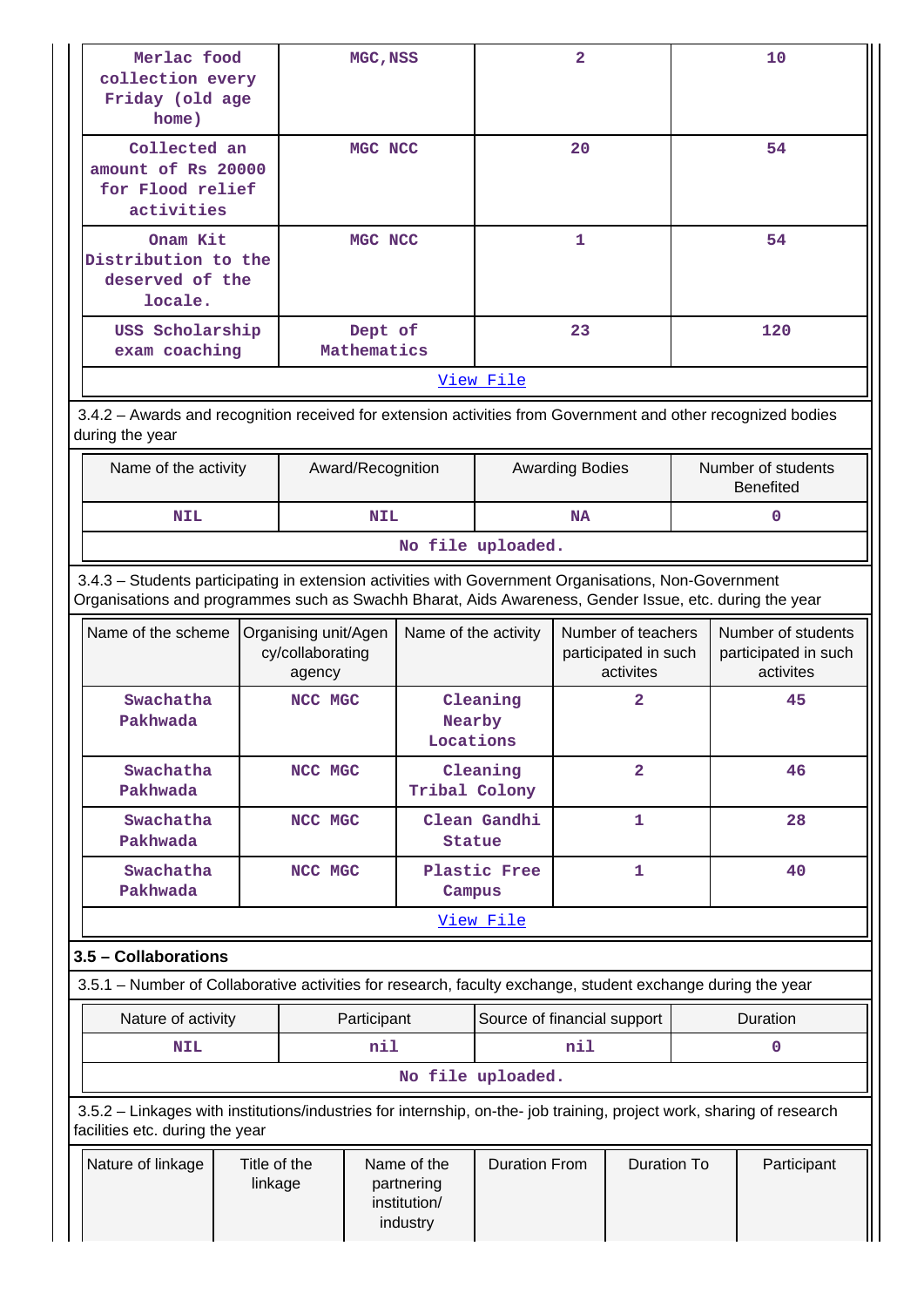| Merlac food collection every Friday (old age home) | MGC,NSS | 2 | 10 |
|---|---|---|---|
| Collected an amount of Rs 20000 for Flood relief activities | MGC NCC | 20 | 54 |
| Onam Kit Distribution to the deserved of the locale. | MGC NCC | 1 | 54 |
| USS Scholarship exam coaching | Dept of Mathematics | 23 | 120 |

View File

3.4.2 – Awards and recognition received for extension activities from Government and other recognized bodies during the year

| Name of the activity | Award/Recognition | Awarding Bodies | Number of students Benefited |
|---|---|---|---|
| NIL | NIL | NA | 0 |

No file uploaded.

3.4.3 – Students participating in extension activities with Government Organisations, Non-Government Organisations and programmes such as Swachh Bharat, Aids Awareness, Gender Issue, etc. during the year

| Name of the scheme | Organising unit/Agency/collaborating agency | Name of the activity | Number of teachers participated in such activites | Number of students participated in such activites |
|---|---|---|---|---|
| Swachatha Pakhwada | NCC MGC | Cleaning Nearby Locations | 2 | 45 |
| Swachatha Pakhwada | NCC MGC | Cleaning Tribal Colony | 2 | 46 |
| Swachatha Pakhwada | NCC MGC | Clean Gandhi Statue | 1 | 28 |
| Swachatha Pakhwada | NCC MGC | Plastic Free Campus | 1 | 40 |

View File

**3.5 – Collaborations**

3.5.1 – Number of Collaborative activities for research, faculty exchange, student exchange during the year

| Nature of activity | Participant | Source of financial support | Duration |
|---|---|---|---|
| NIL | nil | nil | 0 |

No file uploaded.

3.5.2 – Linkages with institutions/industries for internship, on-the- job training, project work, sharing of research facilities etc. during the year

| Nature of linkage | Title of the linkage | Name of the partnering institution/ industry | Duration From | Duration To | Participant |
|---|---|---|---|---|---|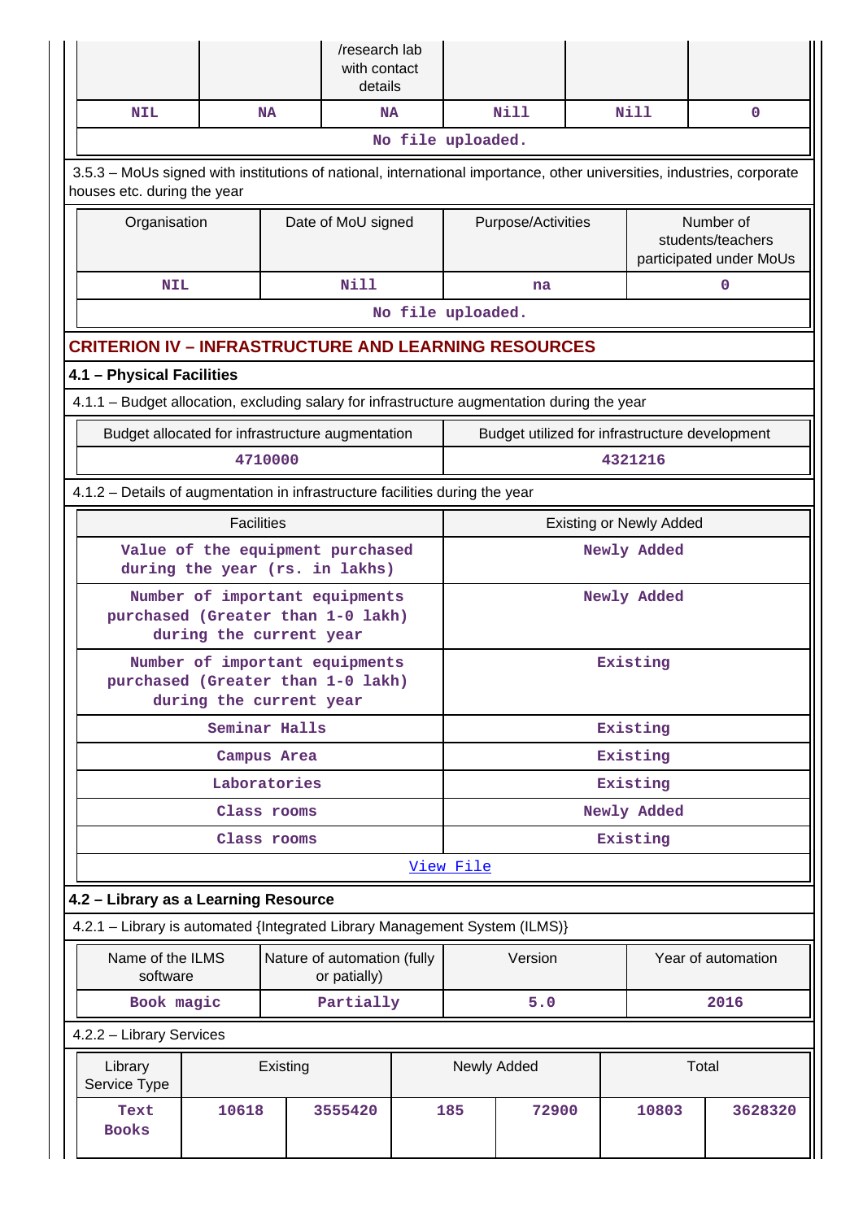| | | /research lab with contact details | | | |
|---|---|---|---|---|---|
| NIL | NA | NA | Nill | Nill | 0 |
| No file uploaded. | | | | | |

3.5.3 – MoUs signed with institutions of national, international importance, other universities, industries, corporate houses etc. during the year

| Organisation | Date of MoU signed | Purpose/Activities | Number of students/teachers participated under MoUs |
|---|---|---|---|
| NIL | Nill | na | 0 |
| No file uploaded. | | | |

## CRITERION IV – INFRASTRUCTURE AND LEARNING RESOURCES

### 4.1 – Physical Facilities

4.1.1 – Budget allocation, excluding salary for infrastructure augmentation during the year

| Budget allocated for infrastructure augmentation | Budget utilized for infrastructure development |
|---|---|
| 4710000 | 4321216 |

4.1.2 – Details of augmentation in infrastructure facilities during the year

| Facilities | Existing or Newly Added |
|---|---|
| Value of the equipment purchased during the year (rs. in lakhs) | Newly Added |
| Number of important equipments purchased (Greater than 1-0 lakh) during the current year | Newly Added |
| Number of important equipments purchased (Greater than 1-0 lakh) during the current year | Existing |
| Seminar Halls | Existing |
| Campus Area | Existing |
| Laboratories | Existing |
| Class rooms | Newly Added |
| Class rooms | Existing |
| View File | |

### 4.2 – Library as a Learning Resource

4.2.1 – Library is automated {Integrated Library Management System (ILMS)}

| Name of the ILMS software | Nature of automation (fully or patially) | Version | Year of automation |
|---|---|---|---|
| Book magic | Partially | 5.0 | 2016 |

4.2.2 – Library Services

| Library Service Type | Existing | | Newly Added | | Total | |
|---|---|---|---|---|---|---|
| Text Books | 10618 | 3555420 | 185 | 72900 | 10803 | 3628320 |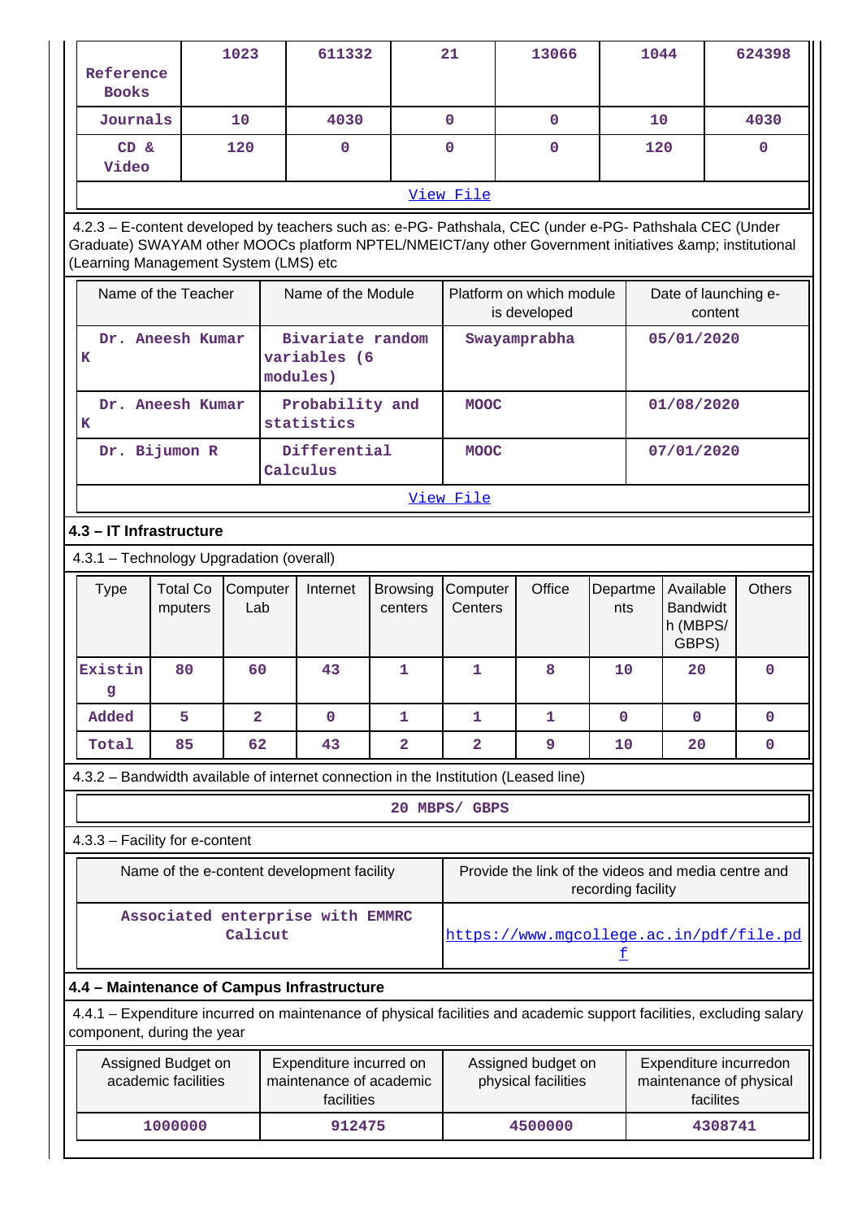| Reference Books | 1023 | 611332 | 21 | 13066 | 1044 | 624398 |
|---|---|---|---|---|---|---|
| Journals | 10 | 4030 | 0 | 0 | 10 | 4030 |
| CD & Video | 120 | 0 | 0 | 0 | 120 | 0 |

View File

4.2.3 – E-content developed by teachers such as: e-PG- Pathshala, CEC (under e-PG- Pathshala CEC (Under Graduate) SWAYAM other MOOCs platform NPTEL/NMEICT/any other Government initiatives &amp; institutional (Learning Management System (LMS) etc

| Name of the Teacher | Name of the Module | Platform on which module is developed | Date of launching e-content |
|---|---|---|---|
| Dr. Aneesh Kumar K | Bivariate random variables (6 modules) | Swayamprabha | 05/01/2020 |
| Dr. Aneesh Kumar K | Probability and statistics | MOOC | 01/08/2020 |
| Dr. Bijumon R | Differential Calculus | MOOC | 07/01/2020 |

View File

## 4.3 – IT Infrastructure

4.3.1 – Technology Upgradation (overall)

| Type | Total Computers | Computer Lab | Internet | Browsing centers | Computer Centers | Office | Departments | Available Bandwidth (MBPS/ GBPS) | Others |
|---|---|---|---|---|---|---|---|---|---|
| Existing | 80 | 60 | 43 | 1 | 1 | 8 | 10 | 20 | 0 |
| Added | 5 | 2 | 0 | 1 | 1 | 1 | 0 | 0 | 0 |
| Total | 85 | 62 | 43 | 2 | 2 | 9 | 10 | 20 | 0 |

4.3.2 – Bandwidth available of internet connection in the Institution (Leased line)

20 MBPS/ GBPS

4.3.3 – Facility for e-content

| Name of the e-content development facility | Provide the link of the videos and media centre and recording facility |
|---|---|
| Associated enterprise with EMMRC Calicut | https://www.mgcollege.ac.in/pdf/file.pdf |

## 4.4 – Maintenance of Campus Infrastructure

4.4.1 – Expenditure incurred on maintenance of physical facilities and academic support facilities, excluding salary component, during the year

| Assigned Budget on academic facilities | Expenditure incurred on maintenance of academic facilities | Assigned budget on physical facilities | Expenditure incurredon maintenance of physical facilites |
|---|---|---|---|
| 1000000 | 912475 | 4500000 | 4308741 |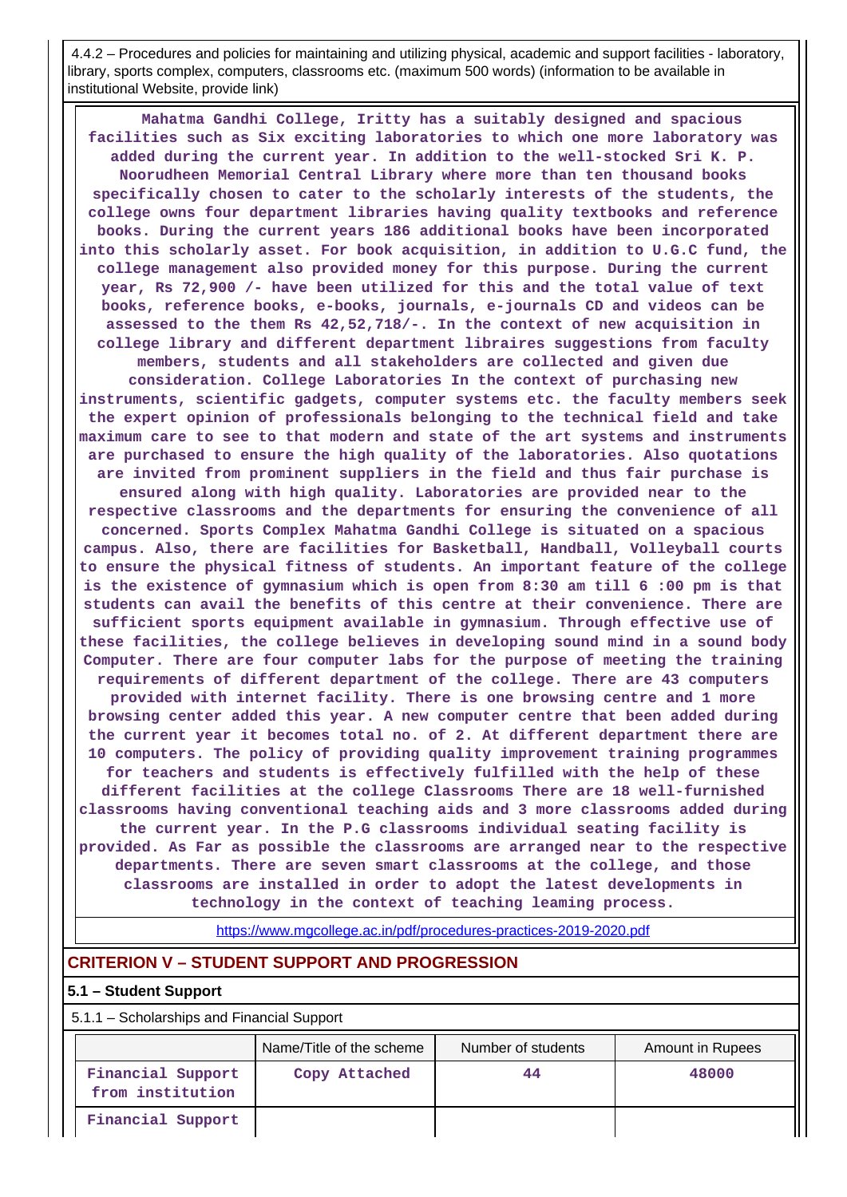4.4.2 – Procedures and policies for maintaining and utilizing physical, academic and support facilities - laboratory, library, sports complex, computers, classrooms etc. (maximum 500 words) (information to be available in institutional Website, provide link)

**Mahatma Gandhi College, Iritty has a suitably designed and spacious facilities such as Six exciting laboratories to which one more laboratory was added during the current year. In addition to the well-stocked Sri K. P. Noorudheen Memorial Central Library where more than ten thousand books specifically chosen to cater to the scholarly interests of the students, the college owns four department libraries having quality textbooks and reference books. During the current years 186 additional books have been incorporated into this scholarly asset. For book acquisition, in addition to U.G.C fund, the college management also provided money for this purpose. During the current year, Rs 72,900 /- have been utilized for this and the total value of text books, reference books, e-books, journals, e-journals CD and videos can be assessed to the them Rs 42,52,718/-. In the context of new acquisition in college library and different department libraires suggestions from faculty members, students and all stakeholders are collected and given due consideration. College Laboratories In the context of purchasing new instruments, scientific gadgets, computer systems etc. the faculty members seek the expert opinion of professionals belonging to the technical field and take maximum care to see to that modern and state of the art systems and instruments are purchased to ensure the high quality of the laboratories. Also quotations are invited from prominent suppliers in the field and thus fair purchase is ensured along with high quality. Laboratories are provided near to the respective classrooms and the departments for ensuring the convenience of all concerned. Sports Complex Mahatma Gandhi College is situated on a spacious campus. Also, there are facilities for Basketball, Handball, Volleyball courts to ensure the physical fitness of students. An important feature of the college is the existence of gymnasium which is open from 8:30 am till 6 :00 pm is that students can avail the benefits of this centre at their convenience. There are sufficient sports equipment available in gymnasium. Through effective use of these facilities, the college believes in developing sound mind in a sound body Computer. There are four computer labs for the purpose of meeting the training requirements of different department of the college. There are 43 computers provided with internet facility. There is one browsing centre and 1 more browsing center added this year. A new computer centre that been added during the current year it becomes total no. of 2. At different department there are 10 computers. The policy of providing quality improvement training programmes for teachers and students is effectively fulfilled with the help of these different facilities at the college Classrooms There are 18 well-furnished classrooms having conventional teaching aids and 3 more classrooms added during the current year. In the P.G classrooms individual seating facility is provided. As Far as possible the classrooms are arranged near to the respective departments. There are seven smart classrooms at the college, and those classrooms are installed in order to adopt the latest developments in technology in the context of teaching leaming process.**

https://www.mgcollege.ac.in/pdf/procedures-practices-2019-2020.pdf

## CRITERION V – STUDENT SUPPORT AND PROGRESSION

### 5.1 – Student Support

5.1.1 – Scholarships and Financial Support

| | Name/Title of the scheme | Number of students | Amount in Rupees |
|---|---|---|---|
| Financial Support from institution | Copy Attached | 44 | 48000 |
| Financial Support | | | |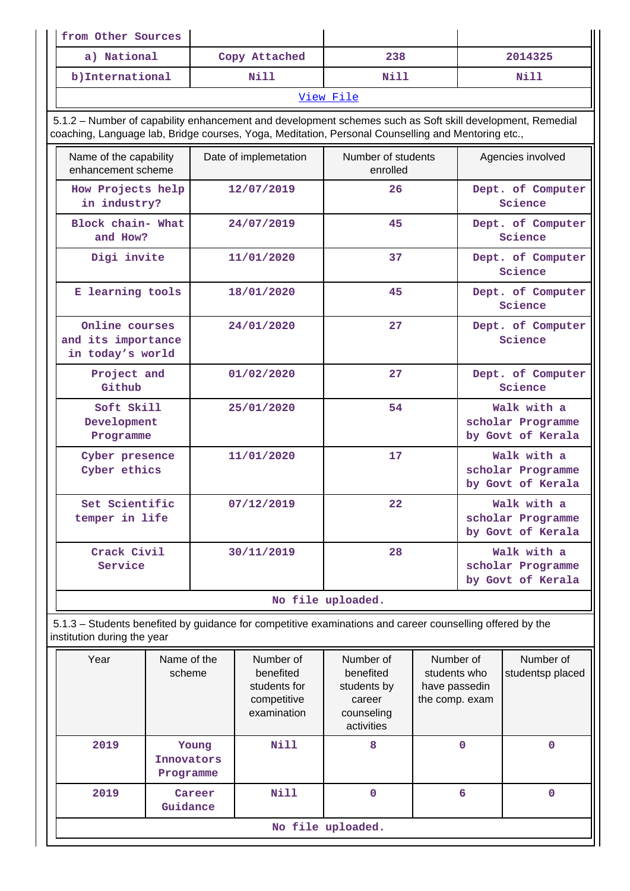| from Other Sources | | | |
|---|---|---|---|
| a) National | Copy Attached | 238 | 2014325 |
| b)International | Nill | Nill | Nill |

View File

5.1.2 – Number of capability enhancement and development schemes such as Soft skill development, Remedial coaching, Language lab, Bridge courses, Yoga, Meditation, Personal Counselling and Mentoring etc.,

| Name of the capability enhancement scheme | Date of implemetation | Number of students enrolled | Agencies involved |
|---|---|---|---|
| How Projects help in industry? | 12/07/2019 | 26 | Dept. of Computer Science |
| Block chain- What and How? | 24/07/2019 | 45 | Dept. of Computer Science |
| Digi invite | 11/01/2020 | 37 | Dept. of Computer Science |
| E learning tools | 18/01/2020 | 45 | Dept. of Computer Science |
| Online courses and its importance in today's world | 24/01/2020 | 27 | Dept. of Computer Science |
| Project and Github | 01/02/2020 | 27 | Dept. of Computer Science |
| Soft Skill Development Programme | 25/01/2020 | 54 | Walk with a scholar Programme by Govt of Kerala |
| Cyber presence Cyber ethics | 11/01/2020 | 17 | Walk with a scholar Programme by Govt of Kerala |
| Set Scientific temper in life | 07/12/2019 | 22 | Walk with a scholar Programme by Govt of Kerala |
| Crack Civil Service | 30/11/2019 | 28 | Walk with a scholar Programme by Govt of Kerala |

No file uploaded.

5.1.3 – Students benefited by guidance for competitive examinations and career counselling offered by the institution during the year

| Year | Name of the scheme | Number of benefited students for competitive examination | Number of benefited students by career counseling activities | Number of students who have passedin the comp. exam | Number of studentsp placed |
|---|---|---|---|---|---|
| 2019 | Young Innovators Programme | Nill | 8 | 0 | 0 |
| 2019 | Career Guidance | Nill | 0 | 6 | 0 |

No file uploaded.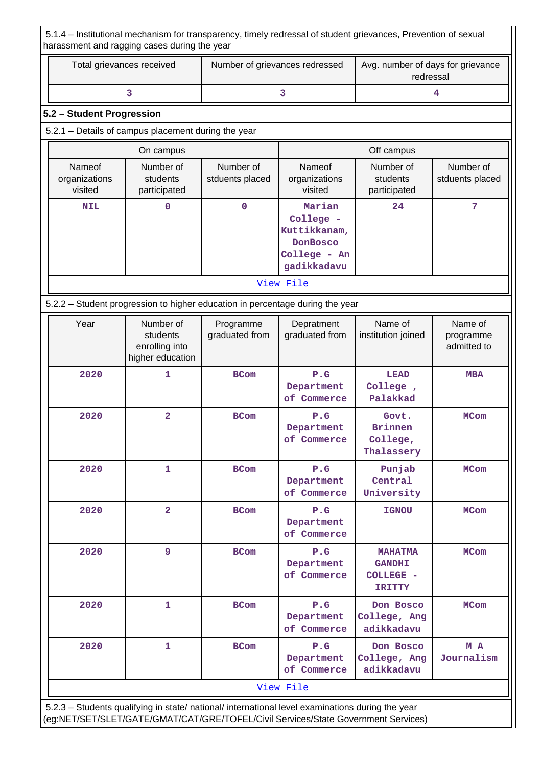5.1.4 – Institutional mechanism for transparency, timely redressal of student grievances, Prevention of sexual harassment and ragging cases during the year

| Total grievances received | Number of grievances redressed | Avg. number of days for grievance redressal |
|---|---|---|
| 3 | 3 | 4 |

### 5.2 – Student Progression

5.2.1 – Details of campus placement during the year

| On campus | | | Off campus | | |
|---|---|---|---|---|---|
| Nameof organizations visited | Number of students participated | Number of stduents placed | Nameof organizations visited | Number of students participated | Number of stduents placed |
| NIL | 0 | 0 | Marian College - Kuttikkanam, DonBosco College - Angadikkadavu | 24 | 7 |

View File

5.2.2 – Student progression to higher education in percentage during the year

| Year | Number of students enrolling into higher education | Programme graduated from | Depratment graduated from | Name of institution joined | Name of programme admitted to |
|---|---|---|---|---|---|
| 2020 | 1 | BCom | P.G Department of Commerce | LEAD College , Palakkad | MBA |
| 2020 | 2 | BCom | P.G Department of Commerce | Govt. Brinnen College, Thalassery | MCom |
| 2020 | 1 | BCom | P.G Department of Commerce | Punjab Central University | MCom |
| 2020 | 2 | BCom | P.G Department of Commerce | IGNOU | MCom |
| 2020 | 9 | BCom | P.G Department of Commerce | MAHATMA GANDHI COLLEGE - IRITTY | MCom |
| 2020 | 1 | BCom | P.G Department of Commerce | Don Bosco College, Angadikkadavu | MCom |
| 2020 | 1 | BCom | P.G Department of Commerce | Don Bosco College, Angadikkadavu | M A Journalism |

View File

5.2.3 – Students qualifying in state/ national/ international level examinations during the year (eg:NET/SET/SLET/GATE/GMAT/CAT/GRE/TOFEL/Civil Services/State Government Services)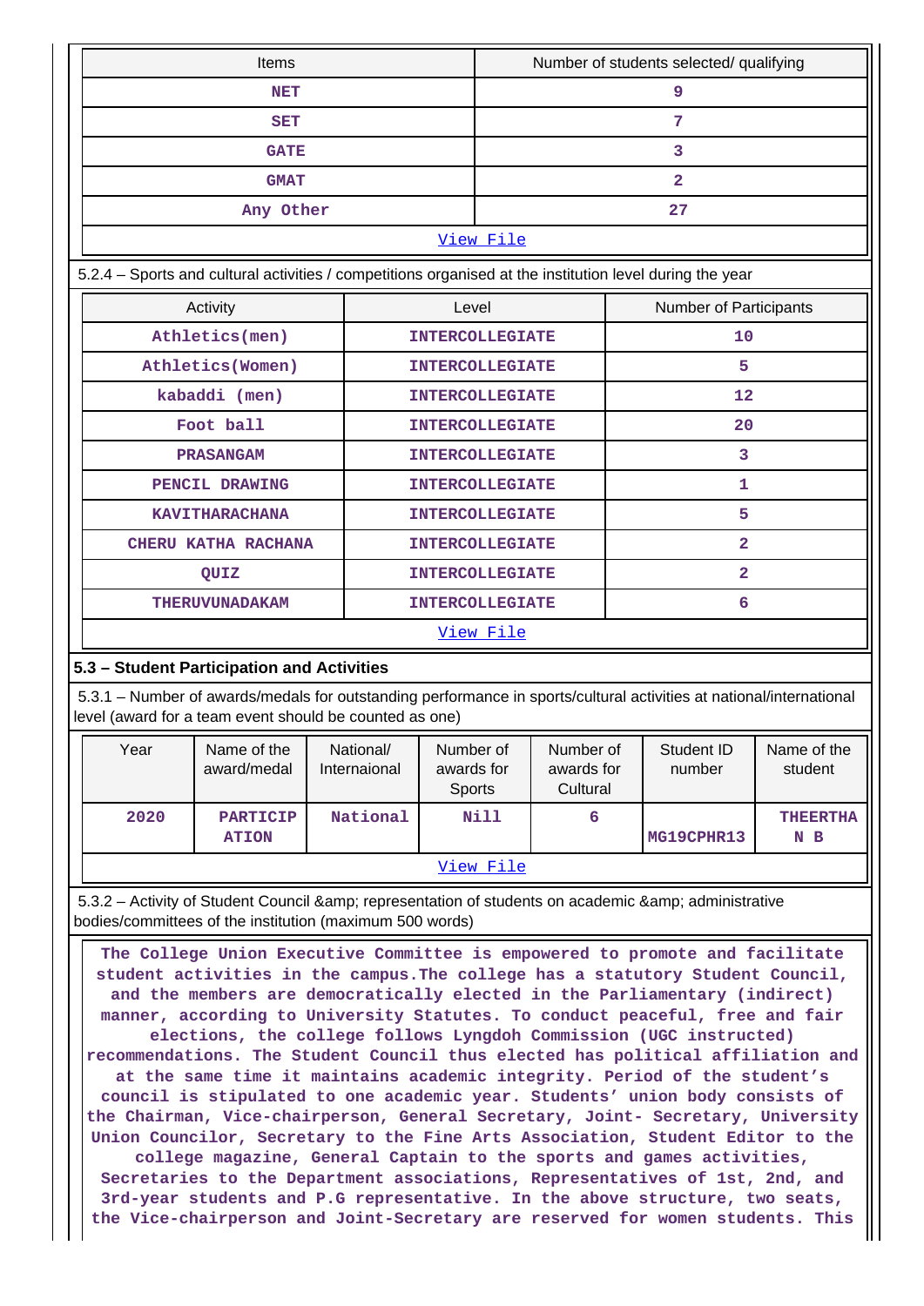| Items | Number of students selected/ qualifying |
|---|---|
| NET | 9 |
| SET | 7 |
| GATE | 3 |
| GMAT | 2 |
| Any Other | 27 |

View File

5.2.4 – Sports and cultural activities / competitions organised at the institution level during the year

| Activity | Level | Number of Participants |
|---|---|---|
| Athletics(men) | INTERCOLLEGIATE | 10 |
| Athletics(Women) | INTERCOLLEGIATE | 5 |
| kabaddi (men) | INTERCOLLEGIATE | 12 |
| Foot ball | INTERCOLLEGIATE | 20 |
| PRASANGAM | INTERCOLLEGIATE | 3 |
| PENCIL DRAWING | INTERCOLLEGIATE | 1 |
| KAVITHARACHANA | INTERCOLLEGIATE | 5 |
| CHERU KATHA RACHANA | INTERCOLLEGIATE | 2 |
| QUIZ | INTERCOLLEGIATE | 2 |
| THERUVUNADAKAM | INTERCOLLEGIATE | 6 |

View File

## 5.3 – Student Participation and Activities

5.3.1 – Number of awards/medals for outstanding performance in sports/cultural activities at national/international level (award for a team event should be counted as one)

| Year | Name of the award/medal | National/ Internaional | Number of awards for Sports | Number of awards for Cultural | Student ID number | Name of the student |
|---|---|---|---|---|---|---|
| 2020 | PARTICIPATION | National | Nill | 6 | MG19CPHR13 | THEERTHA N B |

View File

5.3.2 – Activity of Student Council &amp; representation of students on academic &amp; administrative bodies/committees of the institution (maximum 500 words)

The College Union Executive Committee is empowered to promote and facilitate student activities in the campus.The college has a statutory Student Council, and the members are democratically elected in the Parliamentary (indirect) manner, according to University Statutes. To conduct peaceful, free and fair elections, the college follows Lyngdoh Commission (UGC instructed) recommendations. The Student Council thus elected has political affiliation and at the same time it maintains academic integrity. Period of the student’s council is stipulated to one academic year. Students’ union body consists of the Chairman, Vice-chairperson, General Secretary, Joint- Secretary, University Union Councilor, Secretary to the Fine Arts Association, Student Editor to the college magazine, General Captain to the sports and games activities, Secretaries to the Department associations, Representatives of 1st, 2nd, and 3rd-year students and P.G representative. In the above structure, two seats, the Vice-chairperson and Joint-Secretary are reserved for women students. This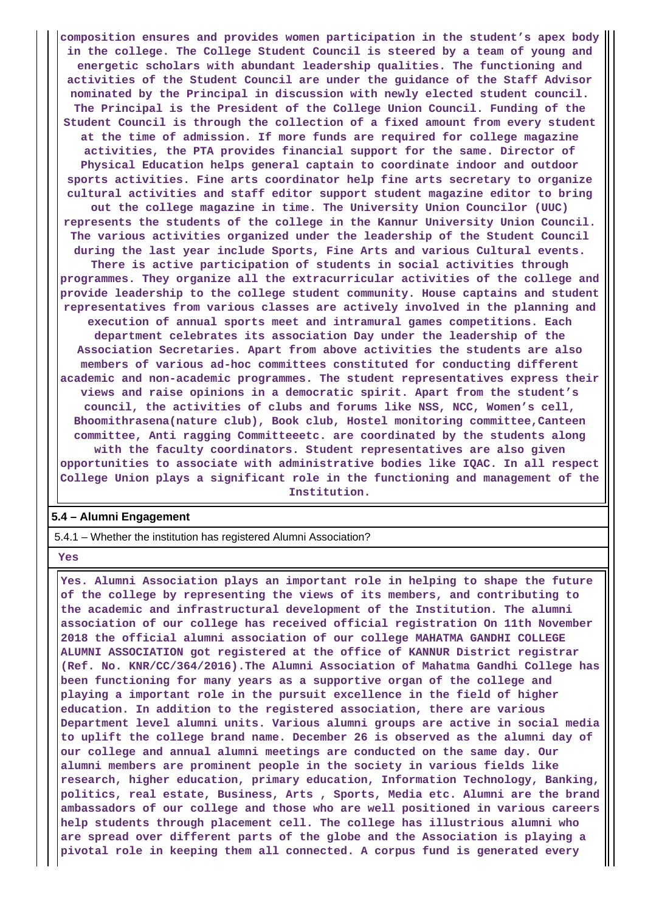**composition ensures and provides women participation in the student's apex body in the college. The College Student Council is steered by a team of young and energetic scholars with abundant leadership qualities. The functioning and activities of the Student Council are under the guidance of the Staff Advisor nominated by the Principal in discussion with newly elected student council. The Principal is the President of the College Union Council. Funding of the Student Council is through the collection of a fixed amount from every student at the time of admission. If more funds are required for college magazine activities, the PTA provides financial support for the same. Director of Physical Education helps general captain to coordinate indoor and outdoor sports activities. Fine arts coordinator help fine arts secretary to organize cultural activities and staff editor support student magazine editor to bring out the college magazine in time. The University Union Councilor (UUC) represents the students of the college in the Kannur University Union Council. The various activities organized under the leadership of the Student Council during the last year include Sports, Fine Arts and various Cultural events. There is active participation of students in social activities through programmes. They organize all the extracurricular activities of the college and provide leadership to the college student community. House captains and student representatives from various classes are actively involved in the planning and execution of annual sports meet and intramural games competitions. Each department celebrates its association Day under the leadership of the Association Secretaries. Apart from above activities the students are also members of various ad-hoc committees constituted for conducting different academic and non-academic programmes. The student representatives express their views and raise opinions in a democratic spirit. Apart from the student's council, the activities of clubs and forums like NSS, NCC, Women's cell, Bhoomithrasena(nature club), Book club, Hostel monitoring committee,Canteen committee, Anti ragging Committeeetc. are coordinated by the students along with the faculty coordinators. Student representatives are also given opportunities to associate with administrative bodies like IQAC. In all respect College Union plays a significant role in the functioning and management of the Institution.**

**5.4 – Alumni Engagement**

5.4.1 – Whether the institution has registered Alumni Association?

**Yes**

**Yes. Alumni Association plays an important role in helping to shape the future of the college by representing the views of its members, and contributing to the academic and infrastructural development of the Institution. The alumni association of our college has received official registration On 11th November 2018 the official alumni association of our college MAHATMA GANDHI COLLEGE ALUMNI ASSOCIATION got registered at the office of KANNUR District registrar (Ref. No. KNR/CC/364/2016).The Alumni Association of Mahatma Gandhi College has been functioning for many years as a supportive organ of the college and playing a important role in the pursuit excellence in the field of higher education. In addition to the registered association, there are various Department level alumni units. Various alumni groups are active in social media to uplift the college brand name. December 26 is observed as the alumni day of our college and annual alumni meetings are conducted on the same day. Our alumni members are prominent people in the society in various fields like research, higher education, primary education, Information Technology, Banking, politics, real estate, Business, Arts , Sports, Media etc. Alumni are the brand ambassadors of our college and those who are well positioned in various careers help students through placement cell. The college has illustrious alumni who are spread over different parts of the globe and the Association is playing a pivotal role in keeping them all connected. A corpus fund is generated every**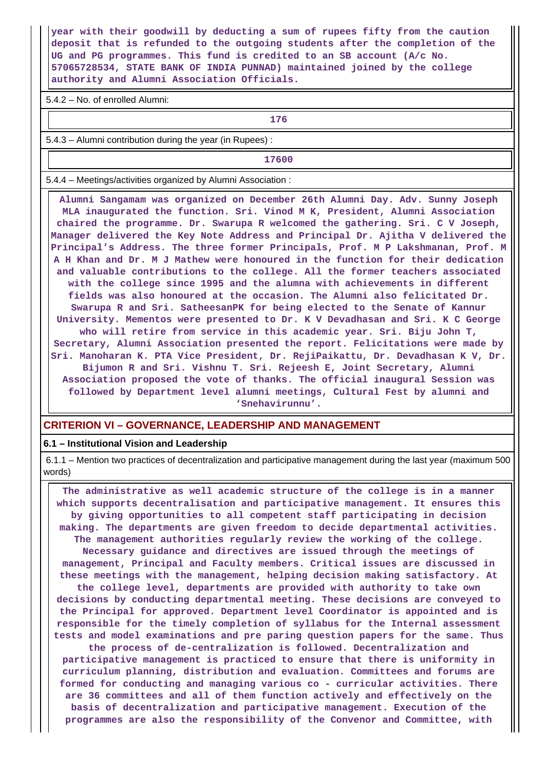**year with their goodwill by deducting a sum of rupees fifty from the caution deposit that is refunded to the outgoing students after the completion of the UG and PG programmes. This fund is credited to an SB account (A/c No. 57065728534, STATE BANK OF INDIA PUNNAD) maintained joined by the college authority and Alumni Association Officials.**

5.4.2 – No. of enrolled Alumni:

**176**

5.4.3 – Alumni contribution during the year (in Rupees) :

**17600**

5.4.4 – Meetings/activities organized by Alumni Association :

**Alumni Sangamam was organized on December 26th Alumni Day. Adv. Sunny Joseph MLA inaugurated the function. Sri. Vinod M K, President, Alumni Association chaired the programme. Dr. Swarupa R welcomed the gathering. Sri. C V Joseph, Manager delivered the Key Note Address and Principal Dr. Ajitha V delivered the Principal's Address. The three former Principals, Prof. M P Lakshmanan, Prof. M A H Khan and Dr. M J Mathew were honoured in the function for their dedication and valuable contributions to the college. All the former teachers associated with the college since 1995 and the alumna with achievements in different fields was also honoured at the occasion. The Alumni also felicitated Dr. Swarupa R and Sri. SatheesanPK for being elected to the Senate of Kannur University. Mementos were presented to Dr. K V Devadhasan and Sri. K C George who will retire from service in this academic year. Sri. Biju John T, Secretary, Alumni Association presented the report. Felicitations were made by Sri. Manoharan K. PTA Vice President, Dr. RejiPaikattu, Dr. Devadhasan K V, Dr. Bijumon R and Sri. Vishnu T. Sri. Rejeesh E, Joint Secretary, Alumni Association proposed the vote of thanks. The official inaugural Session was followed by Department level alumni meetings, Cultural Fest by alumni and 'Snehavirunnu'.**

## CRITERION VI – GOVERNANCE, LEADERSHIP AND MANAGEMENT

### 6.1 – Institutional Vision and Leadership

6.1.1 – Mention two practices of decentralization and participative management during the last year (maximum 500 words)

**The administrative as well academic structure of the college is in a manner which supports decentralisation and participative management. It ensures this by giving opportunities to all competent staff participating in decision making. The departments are given freedom to decide departmental activities. The management authorities regularly review the working of the college. Necessary guidance and directives are issued through the meetings of management, Principal and Faculty members. Critical issues are discussed in these meetings with the management, helping decision making satisfactory. At the college level, departments are provided with authority to take own decisions by conducting departmental meeting. These decisions are conveyed to the Principal for approved. Department level Coordinator is appointed and is responsible for the timely completion of syllabus for the Internal assessment tests and model examinations and pre paring question papers for the same. Thus the process of de-centralization is followed. Decentralization and participative management is practiced to ensure that there is uniformity in curriculum planning, distribution and evaluation. Committees and forums are formed for conducting and managing various co - curricular activities. There are 36 committees and all of them function actively and effectively on the basis of decentralization and participative management. Execution of the programmes are also the responsibility of the Convenor and Committee, with**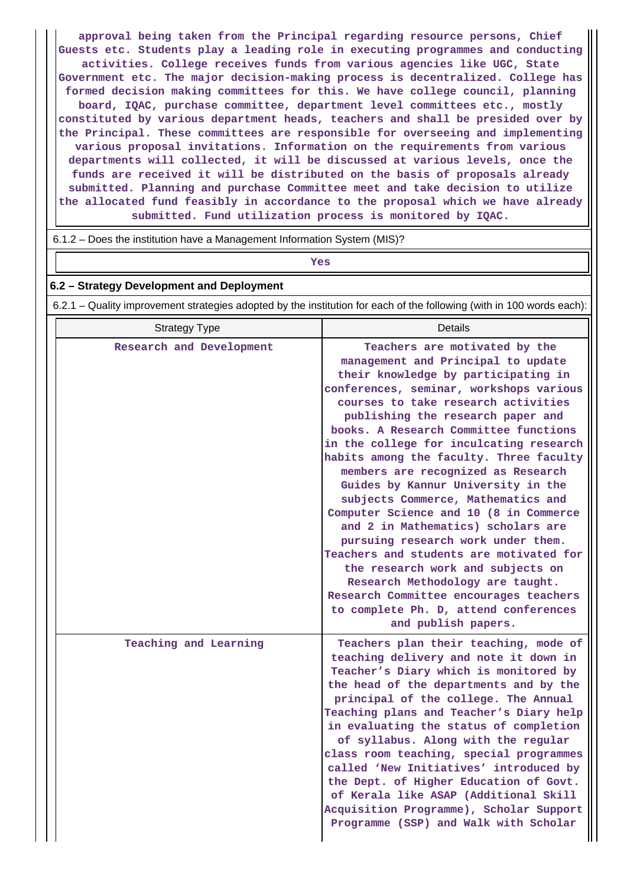approval being taken from the Principal regarding resource persons, Chief Guests etc. Students play a leading role in executing programmes and conducting activities. College receives funds from various agencies like UGC, State Government etc. The major decision-making process is decentralized. College has formed decision making committees for this. We have college council, planning board, IQAC, purchase committee, department level committees etc., mostly constituted by various department heads, teachers and shall be presided over by the Principal. These committees are responsible for overseeing and implementing various proposal invitations. Information on the requirements from various departments will collected, it will be discussed at various levels, once the funds are received it will be distributed on the basis of proposals already submitted. Planning and purchase Committee meet and take decision to utilize the allocated fund feasibly in accordance to the proposal which we have already submitted. Fund utilization process is monitored by IQAC.

6.1.2 – Does the institution have a Management Information System (MIS)?

Yes

**6.2 – Strategy Development and Deployment**

6.2.1 – Quality improvement strategies adopted by the institution for each of the following (with in 100 words each):

| Strategy Type | Details |
|---|---|
| Research and Development | Teachers are motivated by the management and Principal to update their knowledge by participating in conferences, seminar, workshops various courses to take research activities publishing the research paper and books. A Research Committee functions in the college for inculcating research habits among the faculty. Three faculty members are recognized as Research Guides by Kannur University in the subjects Commerce, Mathematics and Computer Science and 10 (8 in Commerce and 2 in Mathematics) scholars are pursuing research work under them. Teachers and students are motivated for the research work and subjects on Research Methodology are taught. Research Committee encourages teachers to complete Ph. D, attend conferences and publish papers. |
| Teaching and Learning | Teachers plan their teaching, mode of teaching delivery and note it down in Teacher’s Diary which is monitored by the head of the departments and by the principal of the college. The Annual Teaching plans and Teacher’s Diary help in evaluating the status of completion of syllabus. Along with the regular class room teaching, special programmes called ‘New Initiatives’ introduced by the Dept. of Higher Education of Govt. of Kerala like ASAP (Additional Skill Acquisition Programme), Scholar Support Programme (SSP) and Walk with Scholar |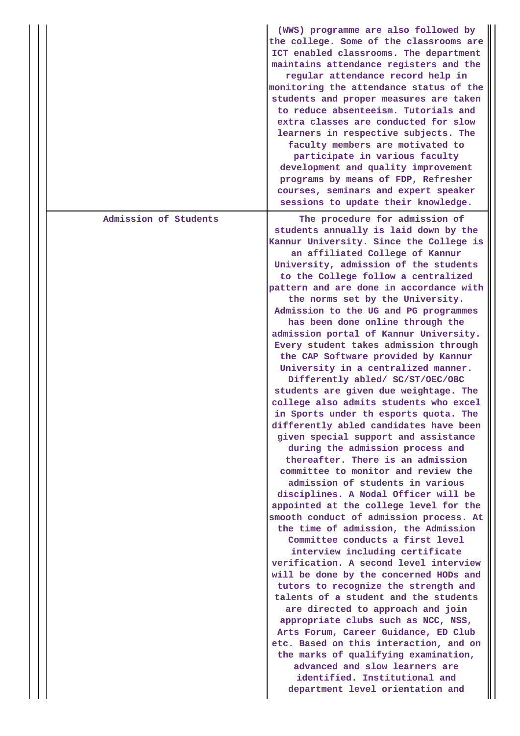| | |
|---|---|
| | (WWS) programme are also followed by the college. Some of the classrooms are ICT enabled classrooms. The department maintains attendance registers and the regular attendance record help in monitoring the attendance status of the students and proper measures are taken to reduce absenteeism. Tutorials and extra classes are conducted for slow learners in respective subjects. The faculty members are motivated to participate in various faculty development and quality improvement programs by means of FDP, Refresher courses, seminars and expert speaker sessions to update their knowledge. |
| Admission of Students | The procedure for admission of students annually is laid down by the Kannur University. Since the College is an affiliated College of Kannur University, admission of the students to the College follow a centralized pattern and are done in accordance with the norms set by the University. Admission to the UG and PG programmes has been done online through the admission portal of Kannur University. Every student takes admission through the CAP Software provided by Kannur University in a centralized manner. Differently abled/ SC/ST/OEC/OBC students are given due weightage. The college also admits students who excel in Sports under th esports quota. The differently abled candidates have been given special support and assistance during the admission process and thereafter. There is an admission committee to monitor and review the admission of students in various disciplines. A Nodal Officer will be appointed at the college level for the smooth conduct of admission process. At the time of admission, the Admission Committee conducts a first level interview including certificate verification. A second level interview will be done by the concerned HODs and tutors to recognize the strength and talents of a student and the students are directed to approach and join appropriate clubs such as NCC, NSS, Arts Forum, Career Guidance, ED Club etc. Based on this interaction, and on the marks of qualifying examination, advanced and slow learners are identified. Institutional and department level orientation and |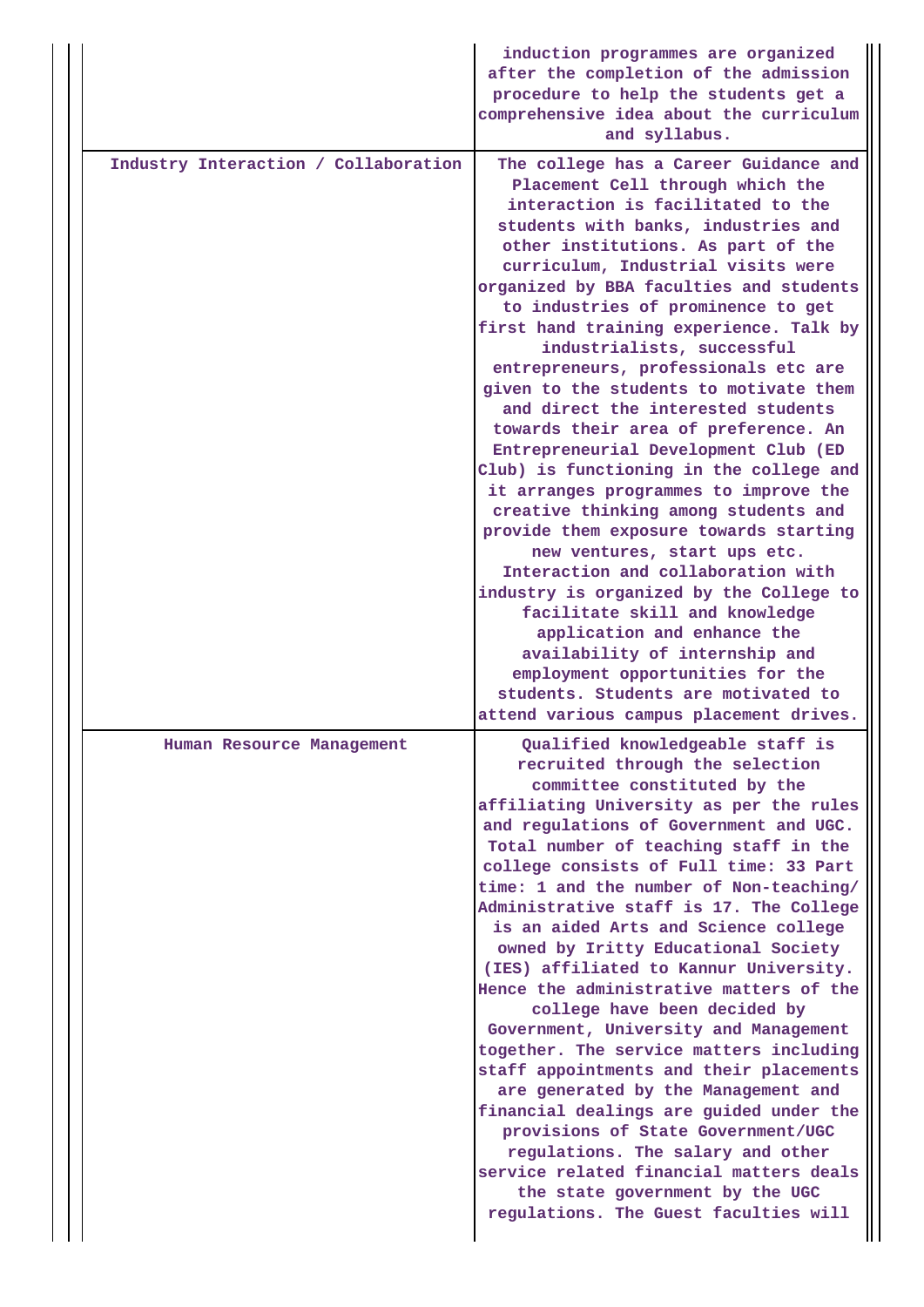| | |
|---|---|
| | induction programmes are organized after the completion of the admission procedure to help the students get a comprehensive idea about the curriculum and syllabus. |
| Industry Interaction / Collaboration | The college has a Career Guidance and Placement Cell through which the interaction is facilitated to the students with banks, industries and other institutions. As part of the curriculum, Industrial visits were organized by BBA faculties and students to industries of prominence to get first hand training experience. Talk by industrialists, successful entrepreneurs, professionals etc are given to the students to motivate them and direct the interested students towards their area of preference. An Entrepreneurial Development Club (ED Club) is functioning in the college and it arranges programmes to improve the creative thinking among students and provide them exposure towards starting new ventures, start ups etc. Interaction and collaboration with industry is organized by the College to facilitate skill and knowledge application and enhance the availability of internship and employment opportunities for the students. Students are motivated to attend various campus placement drives. |
| Human Resource Management | Qualified knowledgeable staff is recruited through the selection committee constituted by the affiliating University as per the rules and regulations of Government and UGC. Total number of teaching staff in the college consists of Full time: 33 Part time: 1 and the number of Non-teaching/ Administrative staff is 17. The College is an aided Arts and Science college owned by Iritty Educational Society (IES) affiliated to Kannur University. Hence the administrative matters of the college have been decided by Government, University and Management together. The service matters including staff appointments and their placements are generated by the Management and financial dealings are guided under the provisions of State Government/UGC regulations. The salary and other service related financial matters deals the state government by the UGC regulations. The Guest faculties will |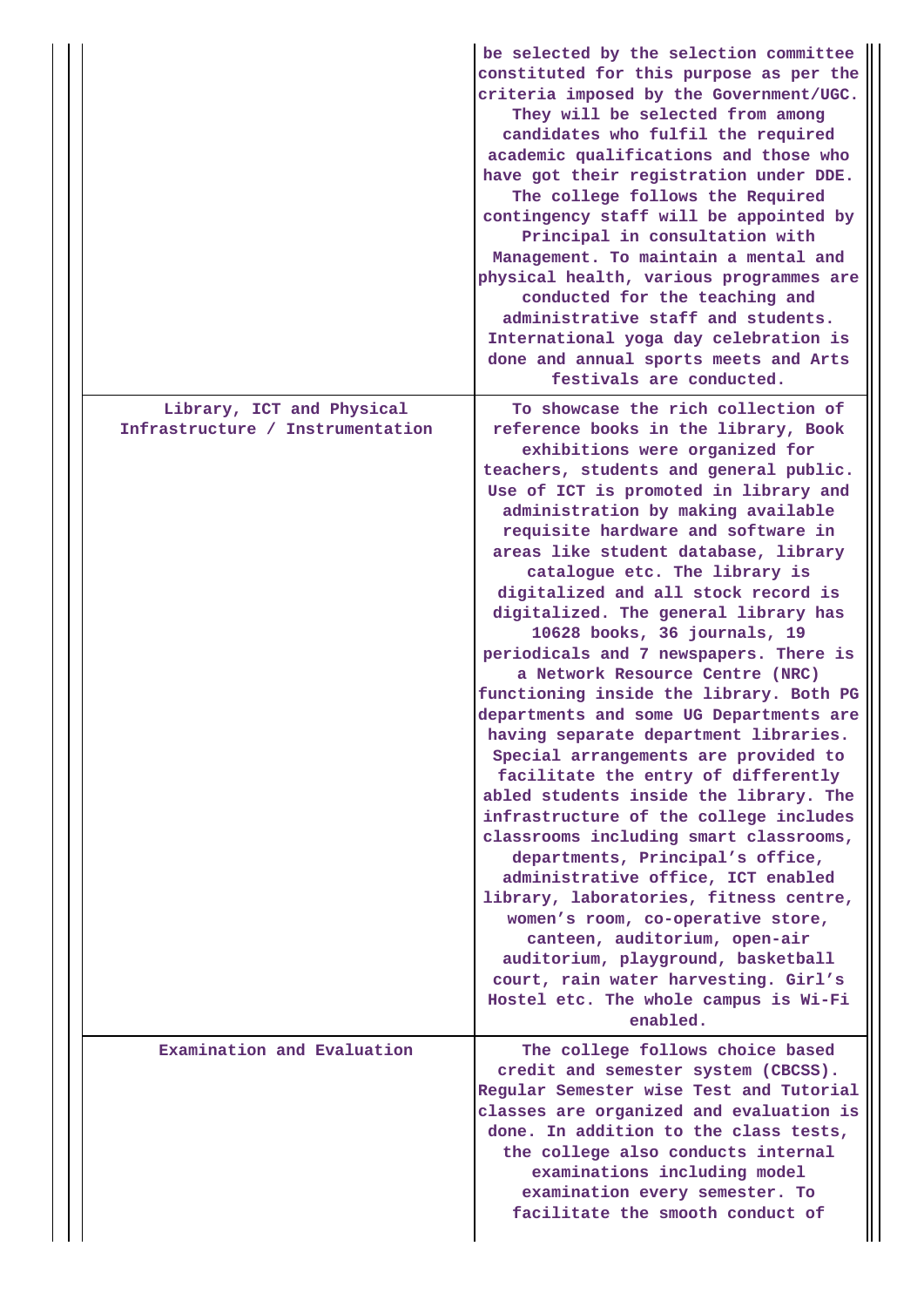| | |
|---|---|
| | be selected by the selection committee constituted for this purpose as per the criteria imposed by the Government/UGC. They will be selected from among candidates who fulfil the required academic qualifications and those who have got their registration under DDE. The college follows the Required contingency staff will be appointed by Principal in consultation with Management. To maintain a mental and physical health, various programmes are conducted for the teaching and administrative staff and students. International yoga day celebration is done and annual sports meets and Arts festivals are conducted. |
| Library, ICT and Physical Infrastructure / Instrumentation | To showcase the rich collection of reference books in the library, Book exhibitions were organized for teachers, students and general public. Use of ICT is promoted in library and administration by making available requisite hardware and software in areas like student database, library catalogue etc. The library is digitalized and all stock record is digitalized. The general library has 10628 books, 36 journals, 19 periodicals and 7 newspapers. There is a Network Resource Centre (NRC) functioning inside the library. Both PG departments and some UG Departments are having separate department libraries. Special arrangements are provided to facilitate the entry of differently abled students inside the library. The infrastructure of the college includes classrooms including smart classrooms, departments, Principal’s office, administrative office, ICT enabled library, laboratories, fitness centre, women’s room, co-operative store, canteen, auditorium, open-air auditorium, playground, basketball court, rain water harvesting. Girl’s Hostel etc. The whole campus is Wi-Fi enabled. |
| Examination and Evaluation | The college follows choice based credit and semester system (CBCSS). Regular Semester wise Test and Tutorial classes are organized and evaluation is done. In addition to the class tests, the college also conducts internal examinations including model examination every semester. To facilitate the smooth conduct of |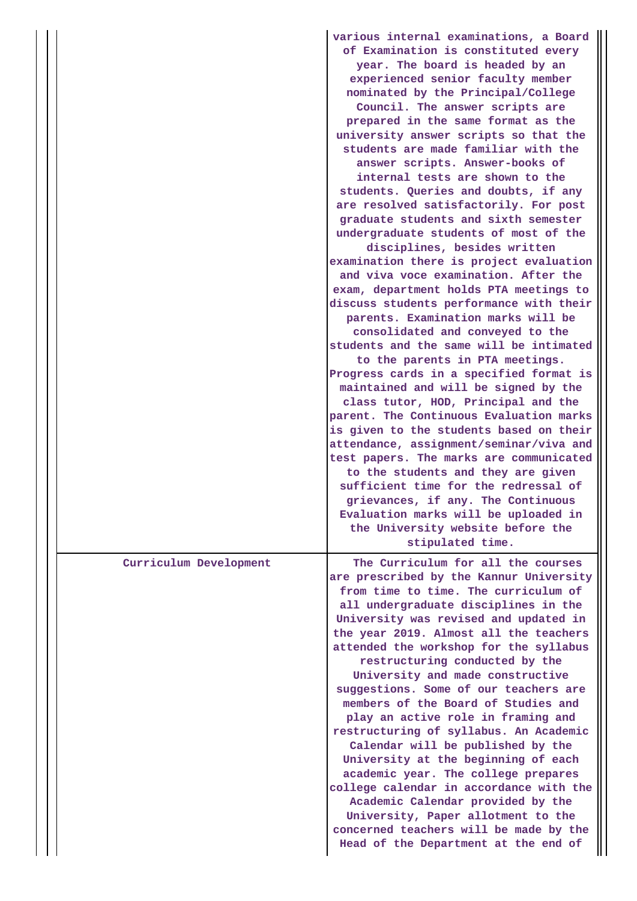| | |
|---|---|
| | various internal examinations, a Board of Examination is constituted every year. The board is headed by an experienced senior faculty member nominated by the Principal/College Council. The answer scripts are prepared in the same format as the university answer scripts so that the students are made familiar with the answer scripts. Answer-books of internal tests are shown to the students. Queries and doubts, if any are resolved satisfactorily. For post graduate students and sixth semester undergraduate students of most of the disciplines, besides written examination there is project evaluation and viva voce examination. After the exam, department holds PTA meetings to discuss students performance with their parents. Examination marks will be consolidated and conveyed to the students and the same will be intimated to the parents in PTA meetings. Progress cards in a specified format is maintained and will be signed by the class tutor, HOD, Principal and the parent. The Continuous Evaluation marks is given to the students based on their attendance, assignment/seminar/viva and test papers. The marks are communicated to the students and they are given sufficient time for the redressal of grievances, if any. The Continuous Evaluation marks will be uploaded in the University website before the stipulated time. |
| Curriculum Development | The Curriculum for all the courses are prescribed by the Kannur University from time to time. The curriculum of all undergraduate disciplines in the University was revised and updated in the year 2019. Almost all the teachers attended the workshop for the syllabus restructuring conducted by the University and made constructive suggestions. Some of our teachers are members of the Board of Studies and play an active role in framing and restructuring of syllabus. An Academic Calendar will be published by the University at the beginning of each academic year. The college prepares college calendar in accordance with the Academic Calendar provided by the University, Paper allotment to the concerned teachers will be made by the Head of the Department at the end of |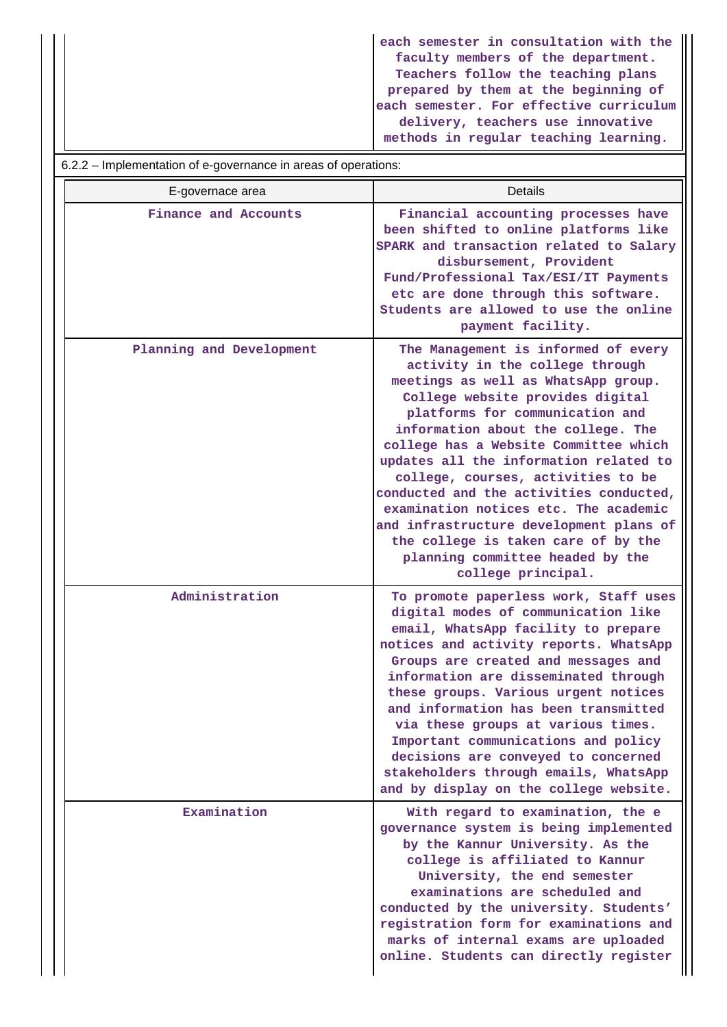| | |
|---|---|
| | each semester in consultation with the faculty members of the department. Teachers follow the teaching plans prepared by them at the beginning of each semester. For effective curriculum delivery, teachers use innovative methods in regular teaching learning. |

6.2.2 – Implementation of e-governance in areas of operations:

| E-governace area | Details |
|---|---|
| Finance and Accounts | Financial accounting processes have been shifted to online platforms like SPARK and transaction related to Salary disbursement, Provident Fund/Professional Tax/ESI/IT Payments etc are done through this software. Students are allowed to use the online payment facility. |
| Planning and Development | The Management is informed of every activity in the college through meetings as well as WhatsApp group. College website provides digital platforms for communication and information about the college. The college has a Website Committee which updates all the information related to college, courses, activities to be conducted and the activities conducted, examination notices etc. The academic and infrastructure development plans of the college is taken care of by the planning committee headed by the college principal. |
| Administration | To promote paperless work, Staff uses digital modes of communication like email, WhatsApp facility to prepare notices and activity reports. WhatsApp Groups are created and messages and information are disseminated through these groups. Various urgent notices and information has been transmitted via these groups at various times. Important communications and policy decisions are conveyed to concerned stakeholders through emails, WhatsApp and by display on the college website. |
| Examination | With regard to examination, the e governance system is being implemented by the Kannur University. As the college is affiliated to Kannur University, the end semester examinations are scheduled and conducted by the university. Students' registration form for examinations and marks of internal exams are uploaded online. Students can directly register |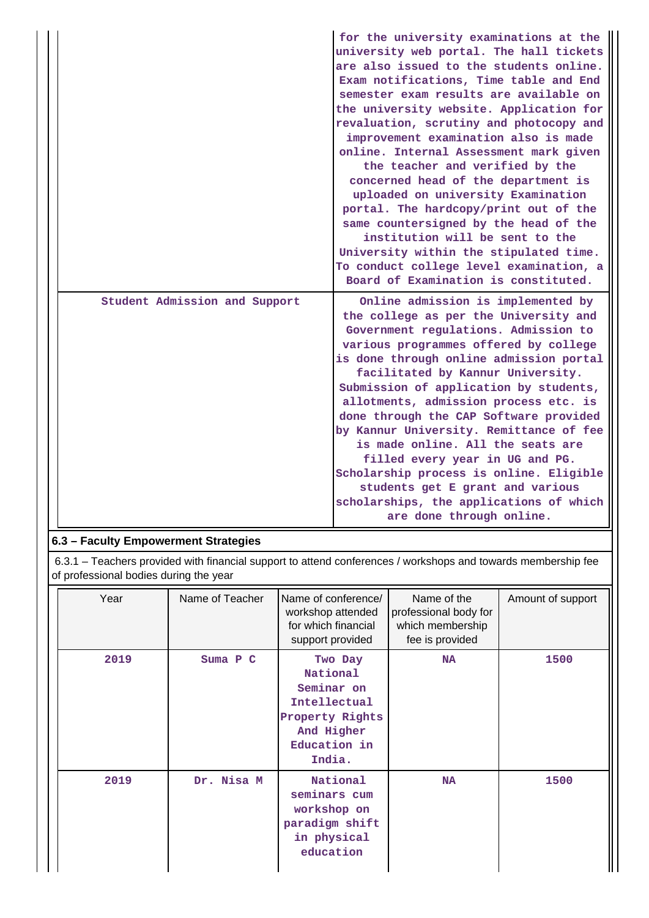| | |
|---|---|
| | for the university examinations at the university web portal. The hall tickets are also issued to the students online. Exam notifications, Time table and End semester exam results are available on the university website. Application for revaluation, scrutiny and photocopy and improvement examination also is made online. Internal Assessment mark given the teacher and verified by the concerned head of the department is uploaded on university Examination portal. The hardcopy/print out of the same countersigned by the head of the institution will be sent to the University within the stipulated time. To conduct college level examination, a Board of Examination is constituted. |
| Student Admission and Support | Online admission is implemented by the college as per the University and Government regulations. Admission to various programmes offered by college is done through online admission portal facilitated by Kannur University. Submission of application by students, allotments, admission process etc. is done through the CAP Software provided by Kannur University. Remittance of fee is made online. All the seats are filled every year in UG and PG. Scholarship process is online. Eligible students get E grant and various scholarships, the applications of which are done through online. |

## 6.3 – Faculty Empowerment Strategies

6.3.1 – Teachers provided with financial support to attend conferences / workshops and towards membership fee of professional bodies during the year

| Year | Name of Teacher | Name of conference/ workshop attended for which financial support provided | Name of the professional body for which membership fee is provided | Amount of support |
|---|---|---|---|---|
| 2019 | Suma P C | Two Day National Seminar on Intellectual Property Rights And Higher Education in India. | NA | 1500 |
| 2019 | Dr. Nisa M | National seminars cum workshop on paradigm shift in physical education | NA | 1500 |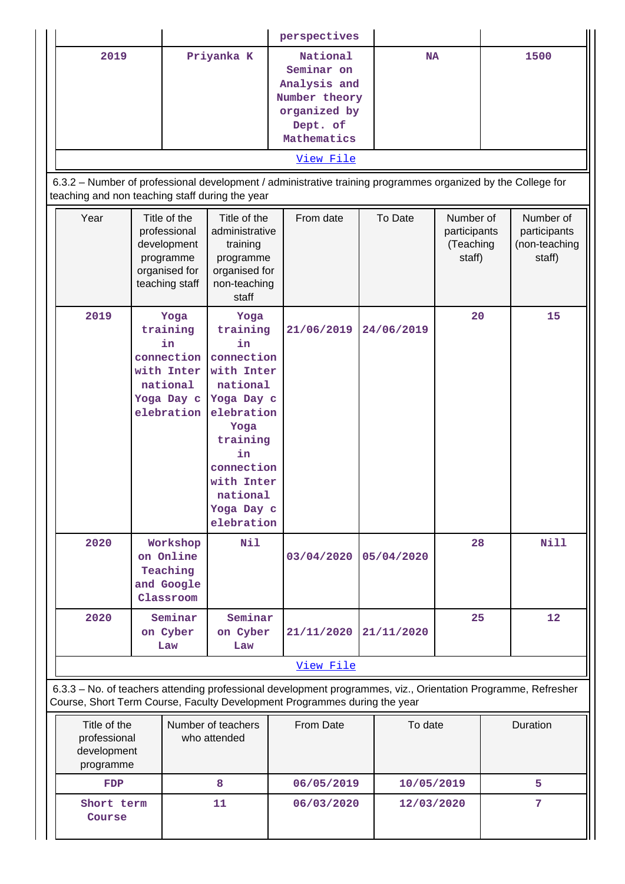| | | perspectives | | |
|---|---|---|---|---|
| 2019 | Priyanka K | National Seminar on Analysis and Number theory organized by Dept. of Mathematics | NA | 1500 |

View File

6.3.2 – Number of professional development / administrative training programmes organized by the College for teaching and non teaching staff during the year

| Year | Title of the professional development programme organised for teaching staff | Title of the administrative training programme organised for non-teaching staff | From date | To Date | Number of participants (Teaching staff) | Number of participants (non-teaching staff) |
|---|---|---|---|---|---|---|
| 2019 | Yoga training in connection with Inter national Yoga Day c elebration | Yoga training in connection with Inter national Yoga Day c elebration Yoga training in connection with Inter national Yoga Day c elebration | 21/06/2019 | 24/06/2019 | 20 | 15 |
| 2020 | Workshop on Online Teaching and Google Classroom | Nil | 03/04/2020 | 05/04/2020 | 28 | Nill |
| 2020 | Seminar on Cyber Law | Seminar on Cyber Law | 21/11/2020 | 21/11/2020 | 25 | 12 |

View File

6.3.3 – No. of teachers attending professional development programmes, viz., Orientation Programme, Refresher Course, Short Term Course, Faculty Development Programmes during the year

| Title of the professional development programme | Number of teachers who attended | From Date | To date | Duration |
|---|---|---|---|---|
| FDP | 8 | 06/05/2019 | 10/05/2019 | 5 |
| Short term Course | 11 | 06/03/2020 | 12/03/2020 | 7 |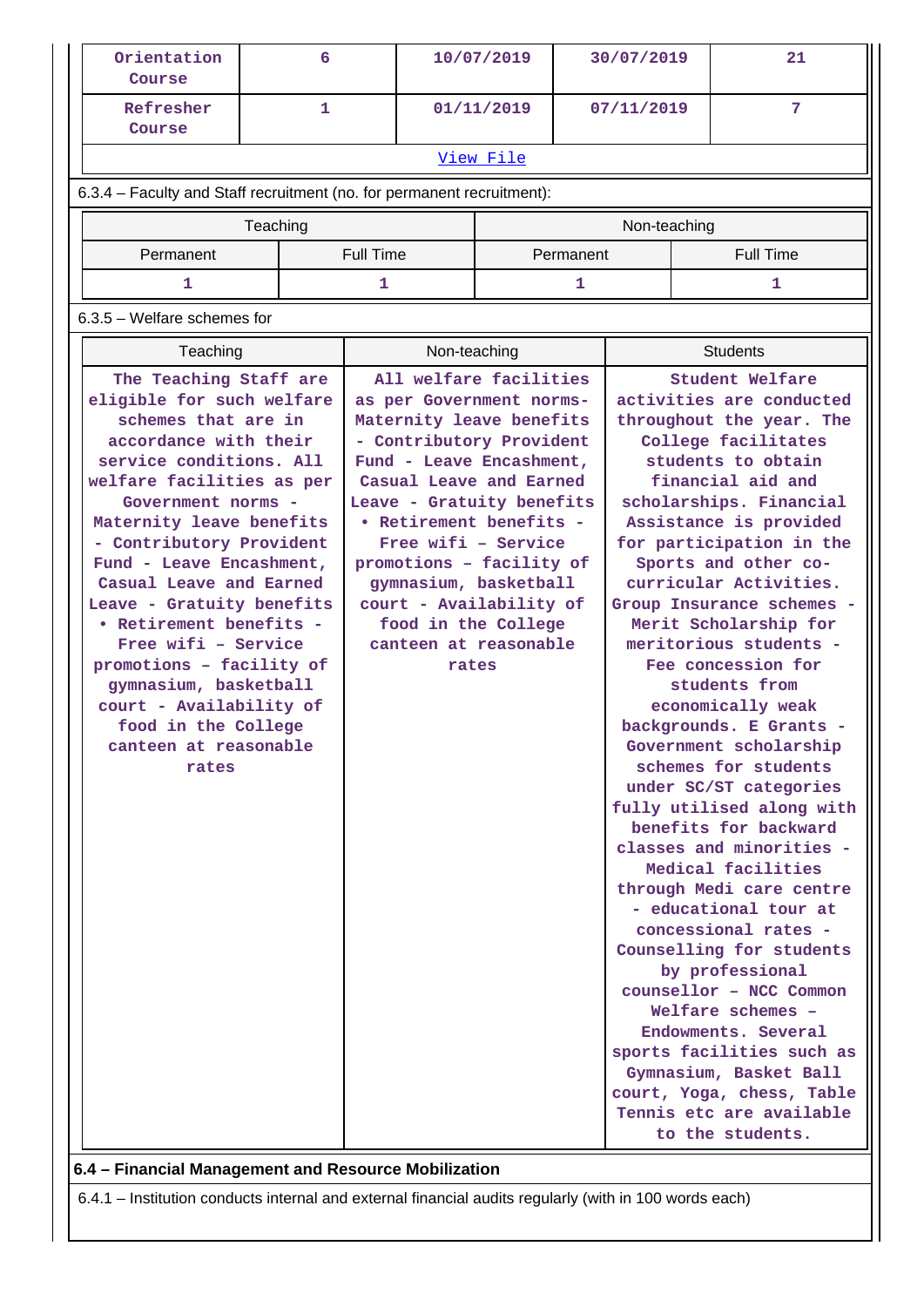| Orientation Course | 6 | 10/07/2019 | 30/07/2019 | 21 |
|---|---|---|---|---|
| Refresher Course | 1 | 01/11/2019 | 07/11/2019 | 7 |

[View File]

6.3.4 – Faculty and Staff recruitment (no. for permanent recruitment):

| Teaching | | Non-teaching | |
|---|---|---|---|
| Permanent | Full Time | Permanent | Full Time |
| 1 | 1 | 1 | 1 |

6.3.5 – Welfare schemes for

| Teaching | Non-teaching | Students |
|---|---|---|
| The Teaching Staff are eligible for such welfare schemes that are in accordance with their service conditions. All welfare facilities as per Government norms - Maternity leave benefits - Contributory Provident Fund - Leave Encashment, Casual Leave and Earned Leave - Gratuity benefits • Retirement benefits - Free wifi – Service promotions – facility of gymnasium, basketball court - Availability of food in the College canteen at reasonable rates | All welfare facilities as per Government norms- Maternity leave benefits - Contributory Provident Fund - Leave Encashment, Casual Leave and Earned Leave - Gratuity benefits • Retirement benefits - Free wifi – Service promotions – facility of gymnasium, basketball court - Availability of food in the College canteen at reasonable rates | Student Welfare activities are conducted throughout the year. The College facilitates students to obtain financial aid and scholarships. Financial Assistance is provided for participation in the Sports and other co-curricular Activities. Group Insurance schemes - Merit Scholarship for meritorious students - Fee concession for students from economically weak backgrounds. E Grants - Government scholarship schemes for students under SC/ST categories fully utilised along with benefits for backward classes and minorities - Medical facilities through Medi care centre - educational tour at concessional rates - Counselling for students by professional counsellor – NCC Common Welfare schemes – Endowments. Several sports facilities such as Gymnasium, Basket Ball court, Yoga, chess, Table Tennis etc are available to the students. |

**6.4 – Financial Management and Resource Mobilization**

6.4.1 – Institution conducts internal and external financial audits regularly (with in 100 words each)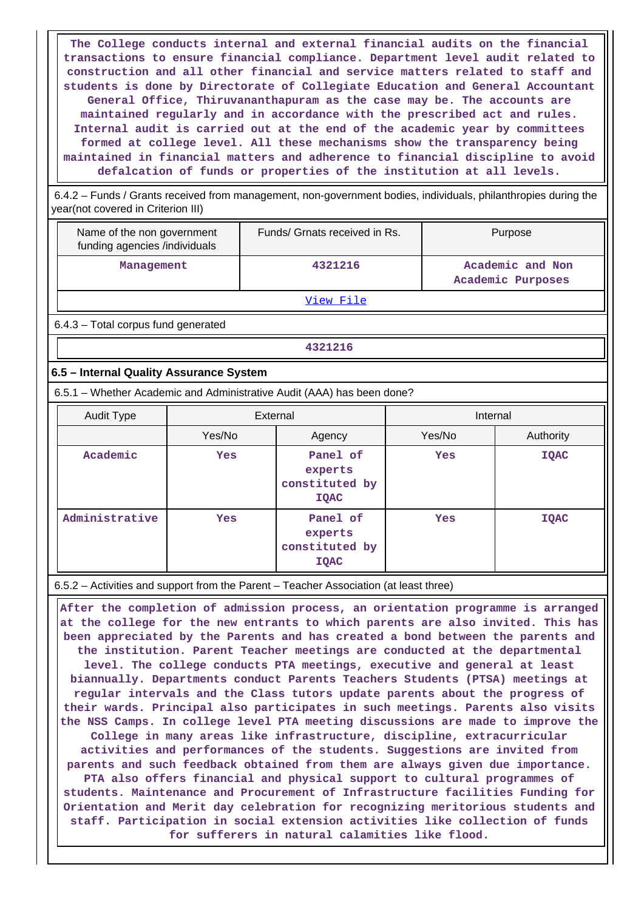The College conducts internal and external financial audits on the financial transactions to ensure financial compliance. Department level audit related to construction and all other financial and service matters related to staff and students is done by Directorate of Collegiate Education and General Accountant General Office, Thiruvananthapuram as the case may be. The accounts are maintained regularly and in accordance with the prescribed act and rules. Internal audit is carried out at the end of the academic year by committees formed at college level. All these mechanisms show the transparency being maintained in financial matters and adherence to financial discipline to avoid defalcation of funds or properties of the institution at all levels.

6.4.2 – Funds / Grants received from management, non-government bodies, individuals, philanthropies during the year(not covered in Criterion III)

| Name of the non government funding agencies /individuals | Funds/ Grnats received in Rs. | Purpose |
|---|---|---|
| Management | 4321216 | Academic and Non Academic Purposes |

View File

6.4.3 – Total corpus fund generated

4321216

### 6.5 – Internal Quality Assurance System

6.5.1 – Whether Academic and Administrative Audit (AAA) has been done?

| Audit Type | External | | Internal | |
|---|---|---|---|---|
| | Yes/No | Agency | Yes/No | Authority |
| Academic | Yes | Panel of experts constituted by IQAC | Yes | IQAC |
| Administrative | Yes | Panel of experts constituted by IQAC | Yes | IQAC |

6.5.2 – Activities and support from the Parent – Teacher Association (at least three)

After the completion of admission process, an orientation programme is arranged at the college for the new entrants to which parents are also invited. This has been appreciated by the Parents and has created a bond between the parents and the institution. Parent Teacher meetings are conducted at the departmental level. The college conducts PTA meetings, executive and general at least biannually. Departments conduct Parents Teachers Students (PTSA) meetings at regular intervals and the Class tutors update parents about the progress of their wards. Principal also participates in such meetings. Parents also visits the NSS Camps. In college level PTA meeting discussions are made to improve the College in many areas like infrastructure, discipline, extracurricular activities and performances of the students. Suggestions are invited from parents and such feedback obtained from them are always given due importance. PTA also offers financial and physical support to cultural programmes of students. Maintenance and Procurement of Infrastructure facilities Funding for Orientation and Merit day celebration for recognizing meritorious students and staff. Participation in social extension activities like collection of funds for sufferers in natural calamities like flood.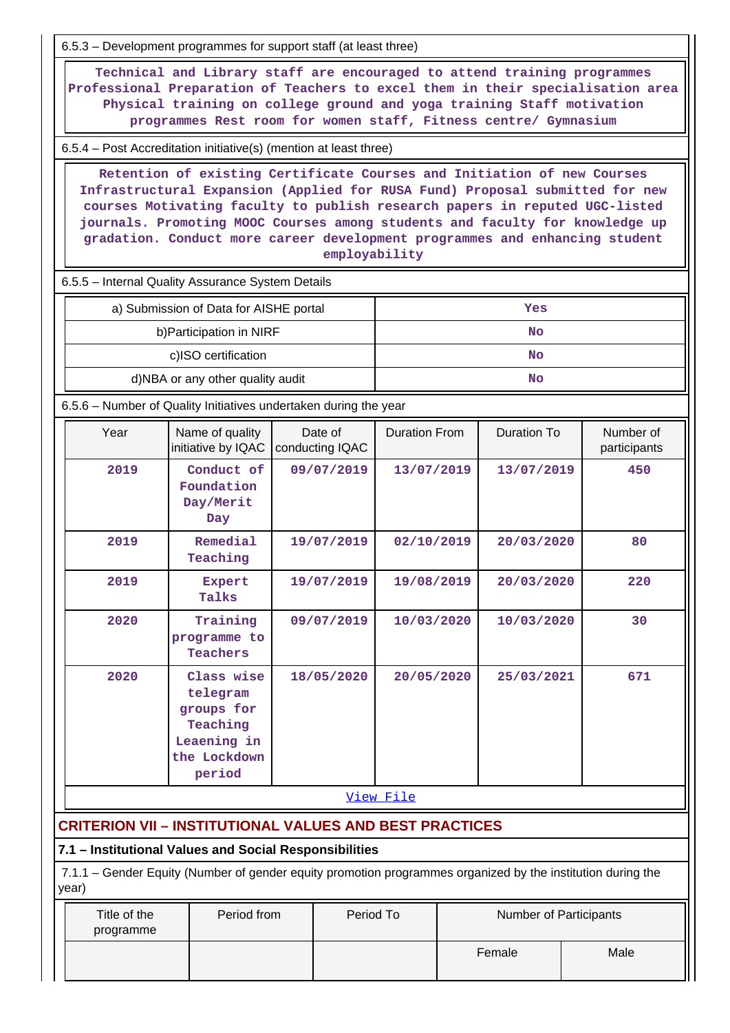6.5.3 – Development programmes for support staff (at least three)

Technical and Library staff are encouraged to attend training programmes Professional Preparation of Teachers to excel them in their specialisation area Physical training on college ground and yoga training Staff motivation programmes Rest room for women staff, Fitness centre/ Gymnasium

6.5.4 – Post Accreditation initiative(s) (mention at least three)

Retention of existing Certificate Courses and Initiation of new Courses Infrastructural Expansion (Applied for RUSA Fund) Proposal submitted for new courses Motivating faculty to publish research papers in reputed UGC-listed journals. Promoting MOOC Courses among students and faculty for knowledge up gradation. Conduct more career development programmes and enhancing student employability

6.5.5 – Internal Quality Assurance System Details

| | |
|---|---|
| a) Submission of Data for AISHE portal | Yes |
| b)Participation in NIRF | No |
| c)ISO certification | No |
| d)NBA or any other quality audit | No |

6.5.6 – Number of Quality Initiatives undertaken during the year

| Year | Name of quality initiative by IQAC | Date of conducting IQAC | Duration From | Duration To | Number of participants |
|---|---|---|---|---|---|
| 2019 | Conduct of Foundation Day/Merit Day | 09/07/2019 | 13/07/2019 | 13/07/2019 | 450 |
| 2019 | Remedial Teaching | 19/07/2019 | 02/10/2019 | 20/03/2020 | 80 |
| 2019 | Expert Talks | 19/07/2019 | 19/08/2019 | 20/03/2020 | 220 |
| 2020 | Training programme to Teachers | 09/07/2019 | 10/03/2020 | 10/03/2020 | 30 |
| 2020 | Class wise telegram groups for Teaching Leaening in the Lockdown period | 18/05/2020 | 20/05/2020 | 25/03/2021 | 671 |

View File

## CRITERION VII – INSTITUTIONAL VALUES AND BEST PRACTICES

### 7.1 – Institutional Values and Social Responsibilities

7.1.1 – Gender Equity (Number of gender equity promotion programmes organized by the institution during the year)

| Title of the programme | Period from | Period To | Number of Participants | |
|---|---|---|---|---|
| | | | Female | Male |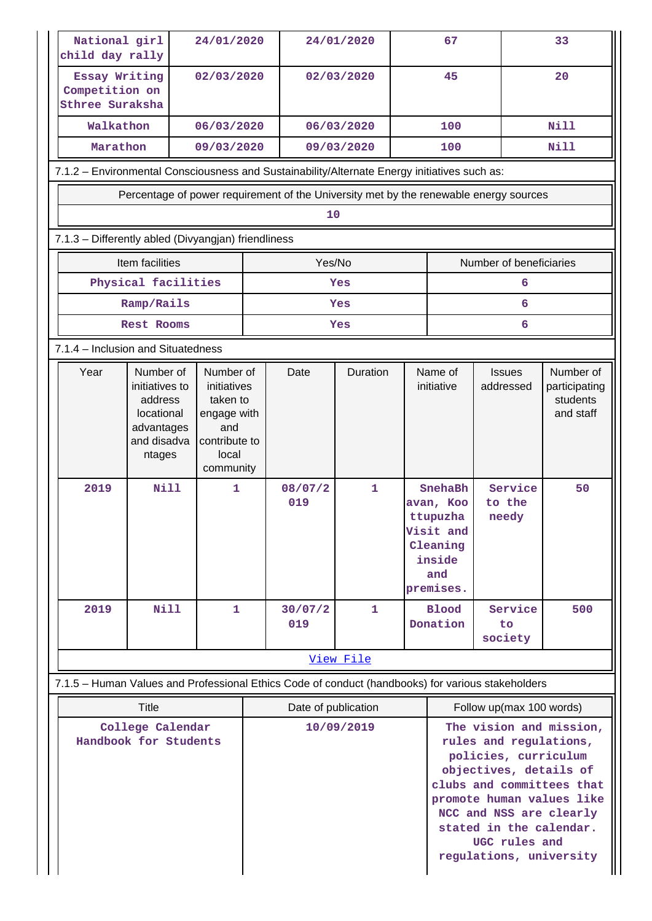| National girl child day rally | 24/01/2020 | 24/01/2020 | 67 | 33 |
|---|---|---|---|---|
| Essay Writing Competition on Sthree Suraksha | 02/03/2020 | 02/03/2020 | 45 | 20 |
| Walkathon | 06/03/2020 | 06/03/2020 | 100 | Nill |
| Marathon | 09/03/2020 | 09/03/2020 | 100 | Nill |

7.1.2 – Environmental Consciousness and Sustainability/Alternate Energy initiatives such as:

| Percentage of power requirement of the University met by the renewable energy sources |
|---|
| 10 |

7.1.3 – Differently abled (Divyangjan) friendliness

| Item facilities | Yes/No | Number of beneficiaries |
|---|---|---|
| Physical facilities | Yes | 6 |
| Ramp/Rails | Yes | 6 |
| Rest Rooms | Yes | 6 |

7.1.4 – Inclusion and Situatedness

| Year | Number of initiatives to address locational advantages and disadvantages | Number of initiatives taken to engage with and contribute to local community | Date | Duration | Name of initiative | Issues addressed | Number of participating students and staff |
|---|---|---|---|---|---|---|---|
| 2019 | Nill | 1 | 08/07/2019 | 1 | SnehaBhavan, Koottupuzha Visit and Cleaning inside and premises. | Service to the needy | 50 |
| 2019 | Nill | 1 | 30/07/2019 | 1 | Blood Donation | Service to society | 500 |

View File

7.1.5 – Human Values and Professional Ethics Code of conduct (handbooks) for various stakeholders

| Title | Date of publication | Follow up(max 100 words) |
|---|---|---|
| College Calendar Handbook for Students | 10/09/2019 | The vision and mission, rules and regulations, policies, curriculum objectives, details of clubs and committees that promote human values like NCC and NSS are clearly stated in the calendar. UGC rules and regulations, university |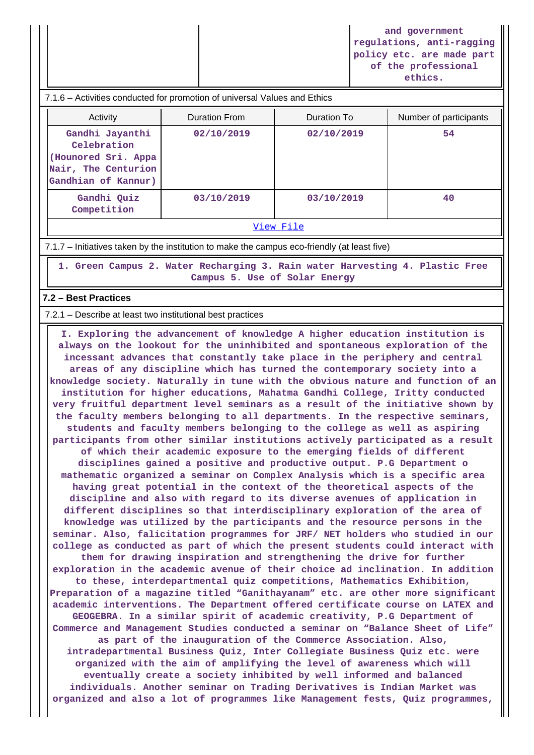| | | and government regulations, anti-ragging policy etc. are made part of the professional ethics. |
|---|---|---|

7.1.6 – Activities conducted for promotion of universal Values and Ethics

| Activity | Duration From | Duration To | Number of participants |
|---|---|---|---|
| Gandhi Jayanthi Celebration (Hounored Sri. Appa Nair, The Centurion Gandhian of Kannur) | 02/10/2019 | 02/10/2019 | 54 |
| Gandhi Quiz Competition | 03/10/2019 | 03/10/2019 | 40 |

View File

7.1.7 – Initiatives taken by the institution to make the campus eco-friendly (at least five)

1. Green Campus 2. Water Recharging 3. Rain water Harvesting 4. Plastic Free Campus 5. Use of Solar Energy

**7.2 – Best Practices**

7.2.1 – Describe at least two institutional best practices

I. Exploring the advancement of knowledge A higher education institution is always on the lookout for the uninhibited and spontaneous exploration of the incessant advances that constantly take place in the periphery and central areas of any discipline which has turned the contemporary society into a knowledge society. Naturally in tune with the obvious nature and function of an institution for higher educations, Mahatma Gandhi College, Iritty conducted very fruitful department level seminars as a result of the initiative shown by the faculty members belonging to all departments. In the respective seminars, students and faculty members belonging to the college as well as aspiring participants from other similar institutions actively participated as a result of which their academic exposure to the emerging fields of different disciplines gained a positive and productive output. P.G Department o mathematic organized a seminar on Complex Analysis which is a specific area having great potential in the context of the theoretical aspects of the discipline and also with regard to its diverse avenues of application in different disciplines so that interdisciplinary exploration of the area of knowledge was utilized by the participants and the resource persons in the seminar. Also, falicitation programmes for JRF/ NET holders who studied in our college as conducted as part of which the present students could interact with them for drawing inspiration and strengthening the drive for further exploration in the academic avenue of their choice ad inclination. In addition to these, interdepartmental quiz competitions, Mathematics Exhibition, Preparation of a magazine titled “Ganithayanam” etc. are other more significant academic interventions. The Department offered certificate course on LATEX and GEOGEBRA. In a similar spirit of academic creativity, P.G Department of Commerce and Management Studies conducted a seminar on “Balance Sheet of Life” as part of the inauguration of the Commerce Association. Also, intradepartmental Business Quiz, Inter Collegiate Business Quiz etc. were organized with the aim of amplifying the level of awareness which will eventually create a society inhibited by well informed and balanced individuals. Another seminar on Trading Derivatives is Indian Market was organized and also a lot of programmes like Management fests, Quiz programmes,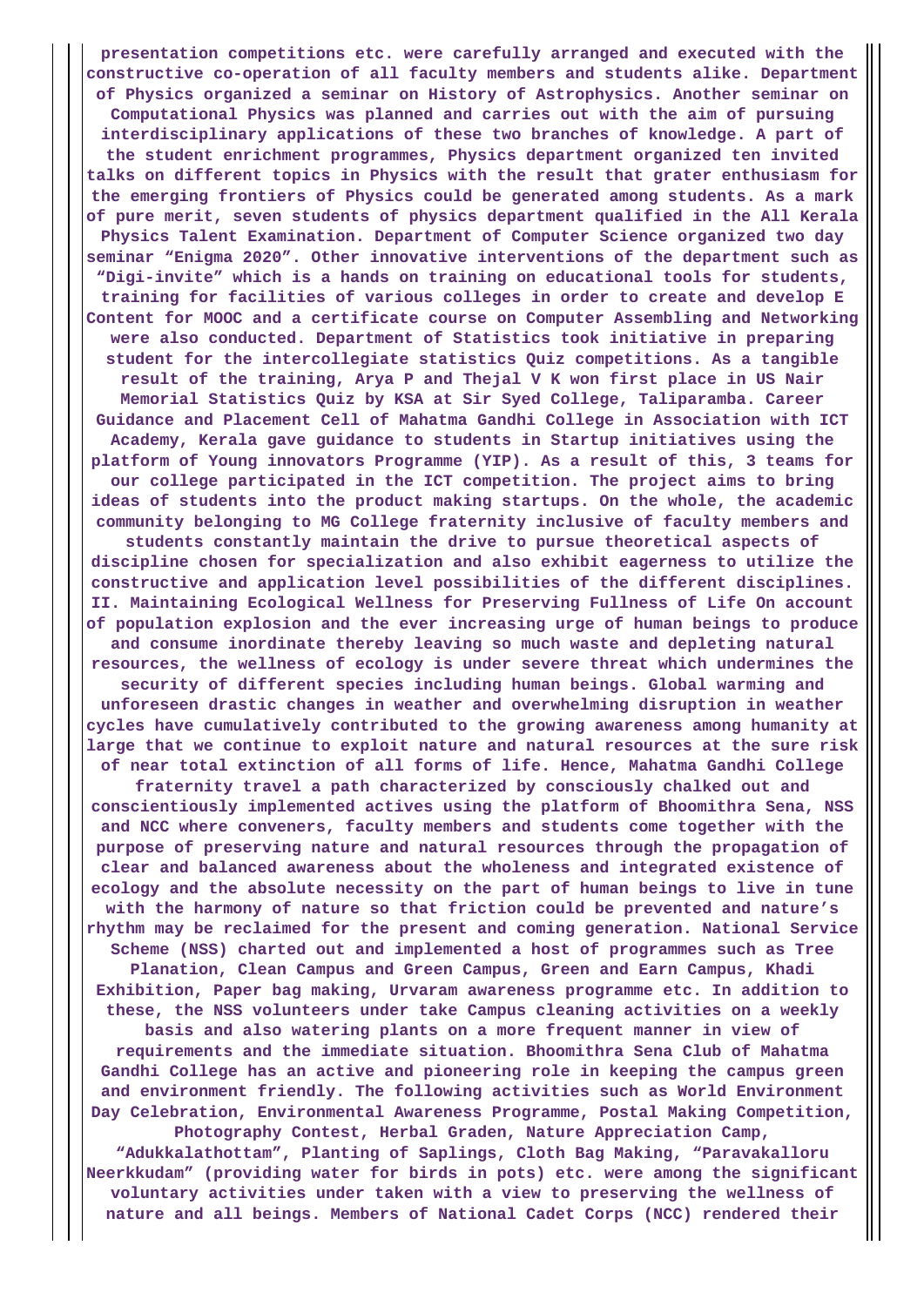**presentation competitions etc. were carefully arranged and executed with the constructive co-operation of all faculty members and students alike. Department of Physics organized a seminar on History of Astrophysics. Another seminar on Computational Physics was planned and carries out with the aim of pursuing interdisciplinary applications of these two branches of knowledge. A part of the student enrichment programmes, Physics department organized ten invited talks on different topics in Physics with the result that grater enthusiasm for the emerging frontiers of Physics could be generated among students. As a mark of pure merit, seven students of physics department qualified in the All Kerala Physics Talent Examination. Department of Computer Science organized two day seminar "Enigma 2020". Other innovative interventions of the department such as "Digi-invite" which is a hands on training on educational tools for students, training for facilities of various colleges in order to create and develop E Content for MOOC and a certificate course on Computer Assembling and Networking were also conducted. Department of Statistics took initiative in preparing student for the intercollegiate statistics Quiz competitions. As a tangible result of the training, Arya P and Thejal V K won first place in US Nair Memorial Statistics Quiz by KSA at Sir Syed College, Taliparamba. Career Guidance and Placement Cell of Mahatma Gandhi College in Association with ICT Academy, Kerala gave guidance to students in Startup initiatives using the platform of Young innovators Programme (YIP). As a result of this, 3 teams for our college participated in the ICT competition. The project aims to bring ideas of students into the product making startups. On the whole, the academic community belonging to MG College fraternity inclusive of faculty members and students constantly maintain the drive to pursue theoretical aspects of discipline chosen for specialization and also exhibit eagerness to utilize the constructive and application level possibilities of the different disciplines. II. Maintaining Ecological Wellness for Preserving Fullness of Life On account of population explosion and the ever increasing urge of human beings to produce and consume inordinate thereby leaving so much waste and depleting natural resources, the wellness of ecology is under severe threat which undermines the security of different species including human beings. Global warming and unforeseen drastic changes in weather and overwhelming disruption in weather cycles have cumulatively contributed to the growing awareness among humanity at large that we continue to exploit nature and natural resources at the sure risk of near total extinction of all forms of life. Hence, Mahatma Gandhi College fraternity travel a path characterized by consciously chalked out and conscientiously implemented actives using the platform of Bhoomithra Sena, NSS and NCC where conveners, faculty members and students come together with the purpose of preserving nature and natural resources through the propagation of clear and balanced awareness about the wholeness and integrated existence of ecology and the absolute necessity on the part of human beings to live in tune with the harmony of nature so that friction could be prevented and nature's rhythm may be reclaimed for the present and coming generation. National Service Scheme (NSS) charted out and implemented a host of programmes such as Tree Planation, Clean Campus and Green Campus, Green and Earn Campus, Khadi Exhibition, Paper bag making, Urvaram awareness programme etc. In addition to these, the NSS volunteers under take Campus cleaning activities on a weekly basis and also watering plants on a more frequent manner in view of requirements and the immediate situation. Bhoomithra Sena Club of Mahatma Gandhi College has an active and pioneering role in keeping the campus green and environment friendly. The following activities such as World Environment Day Celebration, Environmental Awareness Programme, Postal Making Competition, Photography Contest, Herbal Graden, Nature Appreciation Camp, "Adukkalathottam", Planting of Saplings, Cloth Bag Making, "Paravakalloru Neerkkudam" (providing water for birds in pots) etc. were among the significant voluntary activities under taken with a view to preserving the wellness of nature and all beings. Members of National Cadet Corps (NCC) rendered their**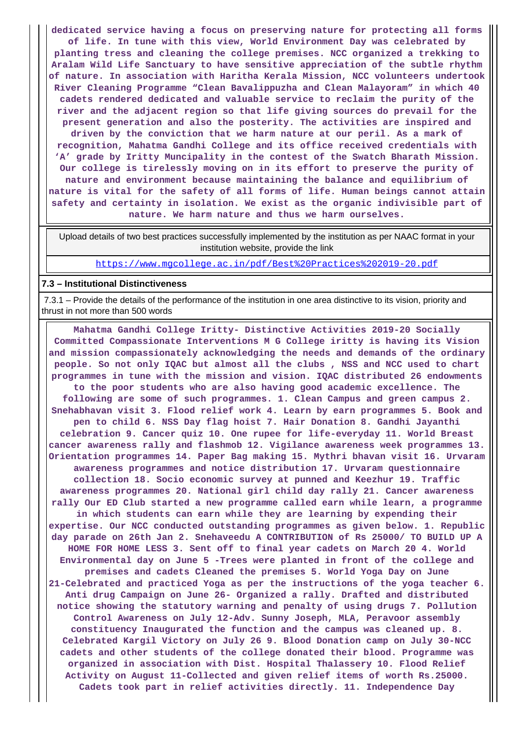dedicated service having a focus on preserving nature for protecting all forms of life. In tune with this view, World Environment Day was celebrated by planting tress and cleaning the college premises. NCC organized a trekking to Aralam Wild Life Sanctuary to have sensitive appreciation of the subtle rhythm of nature. In association with Haritha Kerala Mission, NCC volunteers undertook River Cleaning Programme "Clean Bavalippuzha and Clean Malayoram" in which 40 cadets rendered dedicated and valuable service to reclaim the purity of the river and the adjacent region so that life giving sources do prevail for the present generation and also the posterity. The activities are inspired and driven by the conviction that we harm nature at our peril. As a mark of recognition, Mahatma Gandhi College and its office received credentials with 'A' grade by Iritty Muncipality in the contest of the Swatch Bharath Mission. Our college is tirelessly moving on in its effort to preserve the purity of nature and environment because maintaining the balance and equilibrium of nature is vital for the safety of all forms of life. Human beings cannot attain safety and certainty in isolation. We exist as the organic indivisible part of nature. We harm nature and thus we harm ourselves.

| Upload details of two best practices successfully implemented by the institution as per NAAC format in your institution website, provide the link |
|---|
| https://www.mgcollege.ac.in/pdf/Best%20Practices%202019-20.pdf |

**7.3 – Institutional Distinctiveness**

7.3.1 – Provide the details of the performance of the institution in one area distinctive to its vision, priority and thrust in not more than 500 words

Mahatma Gandhi College Iritty- Distinctive Activities 2019-20 Socially Committed Compassionate Interventions M G College iritty is having its Vision and mission compassionately acknowledging the needs and demands of the ordinary people. So not only IQAC but almost all the clubs , NSS and NCC used to chart programmes in tune with the mission and vision. IQAC distributed 26 endowments to the poor students who are also having good academic excellence. The following are some of such programmes. 1. Clean Campus and green campus 2. Snehabhavan visit 3. Flood relief work 4. Learn by earn programmes 5. Book and pen to child 6. NSS Day flag hoist 7. Hair Donation 8. Gandhi Jayanthi celebration 9. Cancer quiz 10. One rupee for life-everyday 11. World Breast cancer awareness rally and flashmob 12. Vigilance awareness week programmes 13. Orientation programmes 14. Paper Bag making 15. Mythri bhavan visit 16. Urvaram awareness programmes and notice distribution 17. Urvaram questionnaire collection 18. Socio economic survey at punned and Keezhur 19. Traffic awareness programmes 20. National girl child day rally 21. Cancer awareness rally Our ED Club started a new programme called earn while learn, a programme in which students can earn while they are learning by expending their expertise. Our NCC conducted outstanding programmes as given below. 1. Republic day parade on 26th Jan 2. Snehaveedu A CONTRIBUTION of Rs 25000/ TO BUILD UP A HOME FOR HOME LESS 3. Sent off to final year cadets on March 20 4. World Environmental day on June 5 -Trees were planted in front of the college and premises and cadets Cleaned the premises 5. World Yoga Day on June 21-Celebrated and practiced Yoga as per the instructions of the yoga teacher 6. Anti drug Campaign on June 26- Organized a rally. Drafted and distributed notice showing the statutory warning and penalty of using drugs 7. Pollution Control Awareness on July 12-Adv. Sunny Joseph, MLA, Peravoor assembly constituency Inaugurated the function and the campus was cleaned up. 8. Celebrated Kargil Victory on July 26 9. Blood Donation camp on July 30-NCC cadets and other students of the college donated their blood. Programme was organized in association with Dist. Hospital Thalassery 10. Flood Relief Activity on August 11-Collected and given relief items of worth Rs.25000. Cadets took part in relief activities directly. 11. Independence Day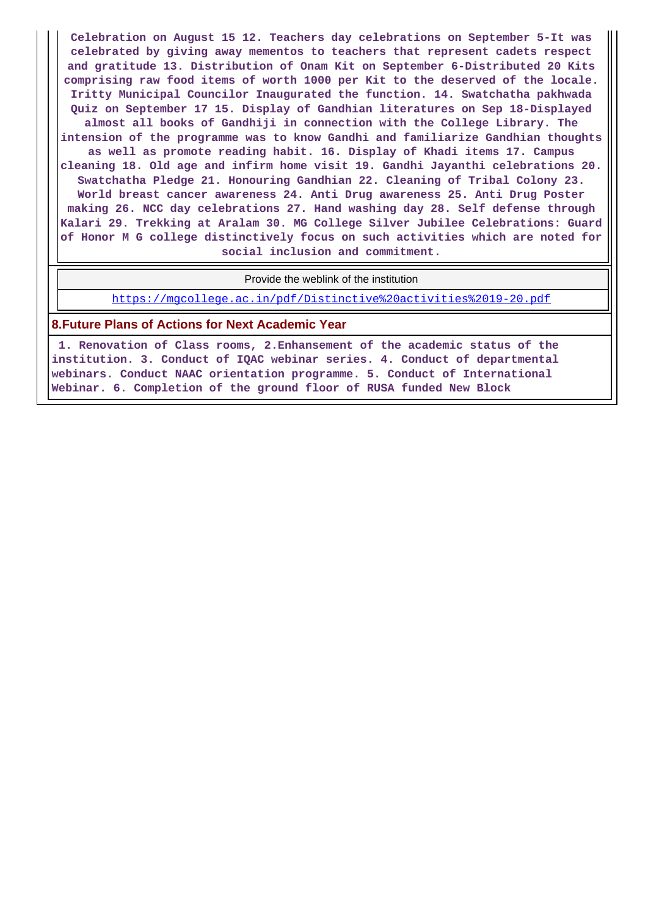**Celebration on August 15 12. Teachers day celebrations on September 5-It was celebrated by giving away mementos to teachers that represent cadets respect and gratitude 13. Distribution of Onam Kit on September 6-Distributed 20 Kits comprising raw food items of worth 1000 per Kit to the deserved of the locale. Iritty Municipal Councilor Inaugurated the function. 14. Swatchatha pakhwada Quiz on September 17 15. Display of Gandhian literatures on Sep 18-Displayed almost all books of Gandhiji in connection with the College Library. The intension of the programme was to know Gandhi and familiarize Gandhian thoughts as well as promote reading habit. 16. Display of Khadi items 17. Campus cleaning 18. Old age and infirm home visit 19. Gandhi Jayanthi celebrations 20. Swatchatha Pledge 21. Honouring Gandhian 22. Cleaning of Tribal Colony 23. World breast cancer awareness 24. Anti Drug awareness 25. Anti Drug Poster making 26. NCC day celebrations 27. Hand washing day 28. Self defense through Kalari 29. Trekking at Aralam 30. MG College Silver Jubilee Celebrations: Guard of Honor M G college distinctively focus on such activities which are noted for social inclusion and commitment.**

| Provide the weblink of the institution |
|---|
| https://mgcollege.ac.in/pdf/Distinctive%20activities%2019-20.pdf |

## 8.Future Plans of Actions for Next Academic Year

**1. Renovation of Class rooms, 2.Enhansement of the academic status of the institution. 3. Conduct of IQAC webinar series. 4. Conduct of departmental webinars. Conduct NAAC orientation programme. 5. Conduct of International Webinar. 6. Completion of the ground floor of RUSA funded New Block**